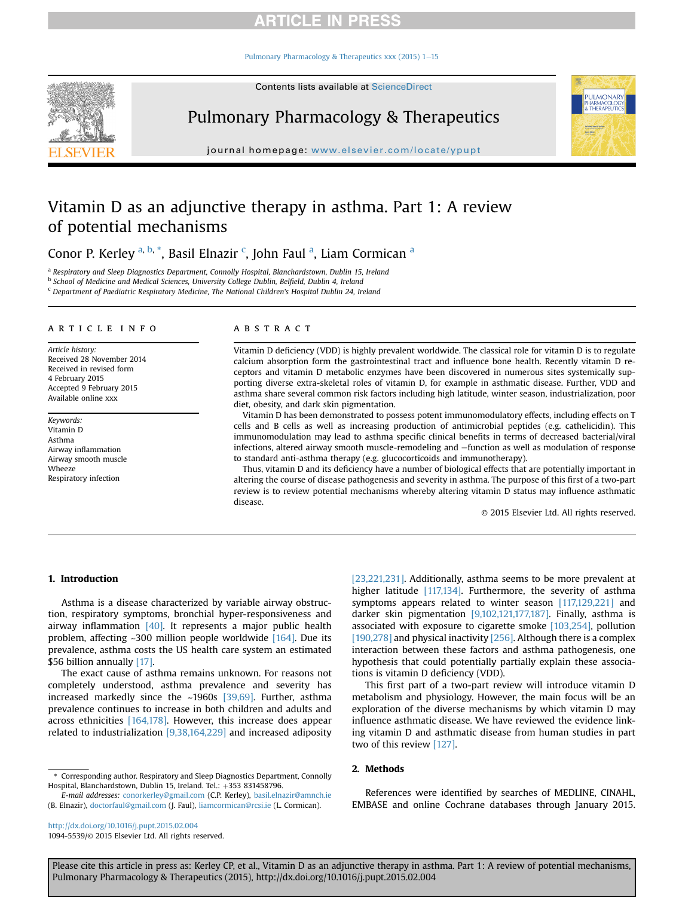# Vitamin D as an adjunctive therapy in asthma. Part 1: A review of potential mechanisms

Conor P. Kerley [a, b, *], Basil Elnazir [c], John Faul [a], Liam Cormican [a]

[a] Respiratory and Sleep Diagnostics Department, Connolly Hospital, Blanchardstown, Dublin 15, Ireland
[b] School of Medicine and Medical Sciences, University College Dublin, Belfield, Dublin 4, Ireland
[c] Department of Paediatric Respiratory Medicine, The National Children's Hospital Dublin 24, Ireland

## ARTICLE INFO

*Article history:*
Received 28 November 2014
Received in revised form
4 February 2015
Accepted 9 February 2015
Available online xxx

*Keywords:*
Vitamin D
Asthma
Airway inflammation
Airway smooth muscle
Wheeze
Respiratory infection

## ABSTRACT

Vitamin D deficiency (VDD) is highly prevalent worldwide. The classical role for vitamin D is to regulate calcium absorption form the gastrointestinal tract and influence bone health. Recently vitamin D receptors and vitamin D metabolic enzymes have been discovered in numerous sites systemically supporting diverse extra-skeletal roles of vitamin D, for example in asthmatic disease. Further, VDD and asthma share several common risk factors including high latitude, winter season, industrialization, poor diet, obesity, and dark skin pigmentation.

Vitamin D has been demonstrated to possess potent immunomodulatory effects, including effects on T cells and B cells as well as increasing production of antimicrobial peptides (e.g. cathelicidin). This immunomodulation may lead to asthma specific clinical benefits in terms of decreased bacterial/viral infections, altered airway smooth muscle-remodeling and −function as well as modulation of response to standard anti-asthma therapy (e.g. glucocorticoids and immunotherapy).

Thus, vitamin D and its deficiency have a number of biological effects that are potentially important in altering the course of disease pathogenesis and severity in asthma. The purpose of this first of a two-part review is to review potential mechanisms whereby altering vitamin D status may influence asthmatic disease.

© 2015 Elsevier Ltd. All rights reserved.

## 1. Introduction

Asthma is a disease characterized by variable airway obstruction, respiratory symptoms, bronchial hyper-responsiveness and airway inflammation [40]. It represents a major public health problem, affecting ~300 million people worldwide [164]. Due its prevalence, asthma costs the US health care system an estimated $56 billion annually [17].

The exact cause of asthma remains unknown. For reasons not completely understood, asthma prevalence and severity has increased markedly since the ~1960s [39,69]. Further, asthma prevalence continues to increase in both children and adults and across ethnicities [164,178]. However, this increase does appear related to industrialization [9,38,164,229] and increased adiposity [23,221,231]. Additionally, asthma seems to be more prevalent at higher latitude [117,134]. Furthermore, the severity of asthma symptoms appears related to winter season [117,129,221] and darker skin pigmentation [9,102,121,177,187]. Finally, asthma is associated with exposure to cigarette smoke [103,254], pollution [190,278] and physical inactivity [256]. Although there is a complex interaction between these factors and asthma pathogenesis, one hypothesis that could potentially partially explain these associations is vitamin D deficiency (VDD).

This first part of a two-part review will introduce vitamin D metabolism and physiology. However, the main focus will be an exploration of the diverse mechanisms by which vitamin D may influence asthmatic disease. We have reviewed the evidence linking vitamin D and asthmatic disease from human studies in part two of this review [127].

## 2. Methods

References were identified by searches of MEDLINE, CINAHL, EMBASE and online Cochrane databases through January 2015.

\* Corresponding author. Respiratory and Sleep Diagnostics Department, Connolly Hospital, Blanchardstown, Dublin 15, Ireland. Tel.: +353 831458796.
*E-mail addresses:* conorkerley@gmail.com (C.P. Kerley), basil.elnazir@amnch.ie (B. Elnazir), doctorfaul@gmail.com (J. Faul), liamcormican@rcsi.ie (L. Cormican).

http://dx.doi.org/10.1016/j.pupt.2015.02.004
1094-5539/© 2015 Elsevier Ltd. All rights reserved.

Please cite this article in press as: Kerley CP, et al., Vitamin D as an adjunctive therapy in asthma. Part 1: A review of potential mechanisms, Pulmonary Pharmacology & Therapeutics (2015), http://dx.doi.org/10.1016/j.pupt.2015.02.004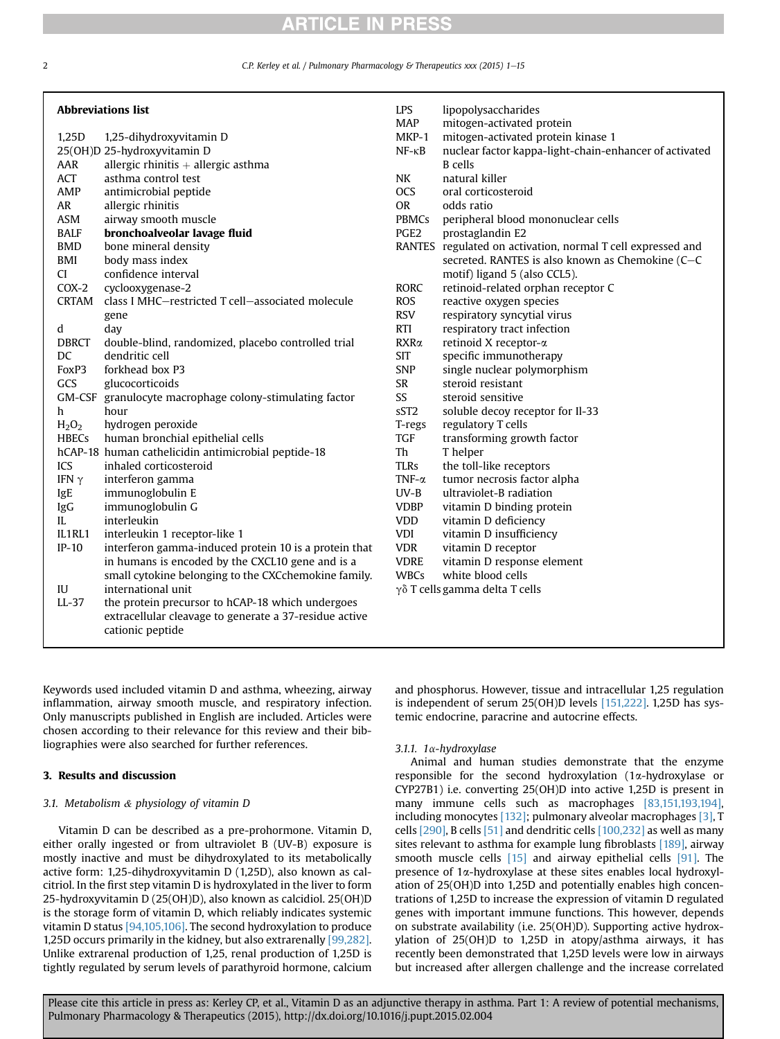**Abbreviations list**

| | |
|---|---|
| 1,25D | 1,25-dihydroxyvitamin D |
| 25(OH)D | 25-hydroxyvitamin D |
| AAR | allergic rhinitis + allergic asthma |
| ACT | asthma control test |
| AMP | antimicrobial peptide |
| AR | allergic rhinitis |
| ASM | airway smooth muscle |
| BALF | **bronchoalveolar lavage fluid** |
| BMD | bone mineral density |
| BMI | body mass index |
| CI | confidence interval |
| COX-2 | cyclooxygenase-2 |
| CRTAM | class I MHC–restricted T cell–associated molecule gene |
| d | day |
| DBRCT | double-blind, randomized, placebo controlled trial |
| DC | dendritic cell |
| FoxP3 | forkhead box P3 |
| GCS | glucocorticoids |
| GM-CSF | granulocyte macrophage colony-stimulating factor |
| h | hour |
| $H_2O_2$ | hydrogen peroxide |
| HBECs | human bronchial epithelial cells |
| hCAP-18 | human cathelicidin antimicrobial peptide-18 |
| ICS | inhaled corticosteroid |
| IFN γ | interferon gamma |
| IgE | immunoglobulin E |
| IgG | immunoglobulin G |
| IL | interleukin |
| IL1RL1 | interleukin 1 receptor-like 1 |
| IP-10 | interferon gamma-induced protein 10 is a protein that in humans is encoded by the CXCL10 gene and is a small cytokine belonging to the CXCchemokine family. |
| IU | international unit |
| LL-37 | the protein precursor to hCAP-18 which undergoes extracellular cleavage to generate a 37-residue active cationic peptide |
| LPS | lipopolysaccharides |
| MAP | mitogen-activated protein |
| MKP-1 | mitogen-activated protein kinase 1 |
| NF-κB | nuclear factor kappa-light-chain-enhancer of activated B cells |
| NK | natural killer |
| OCS | oral corticosteroid |
| OR | odds ratio |
| PBMCs | peripheral blood mononuclear cells |
| PGE2 | prostaglandin E2 |
| RANTES | regulated on activation, normal T cell expressed and secreted. RANTES is also known as Chemokine (C–C motif) ligand 5 (also CCL5). |
| RORC | retinoid-related orphan receptor C |
| ROS | reactive oxygen species |
| RSV | respiratory syncytial virus |
| RTI | respiratory tract infection |
| RXRα | retinoid X receptor-α |
| SIT | specific immunotherapy |
| SNP | single nuclear polymorphism |
| SR | steroid resistant |
| SS | steroid sensitive |
| sST2 | soluble decoy receptor for Il-33 |
| T-regs | regulatory T cells |
| TGF | transforming growth factor |
| Th | T helper |
| TLRs | the toll-like receptors |
| TNF-α | tumor necrosis factor alpha |
| UV-B | ultraviolet-B radiation |
| VDBP | vitamin D binding protein |
| VDD | vitamin D deficiency |
| VDI | vitamin D insufficiency |
| VDR | vitamin D receptor |
| VDRE | vitamin D response element |
| WBCs | white blood cells |
| γδ T cells | gamma delta T cells |

Keywords used included vitamin D and asthma, wheezing, airway inflammation, airway smooth muscle, and respiratory infection. Only manuscripts published in English are included. Articles were chosen according to their relevance for this review and their bibliographies were also searched for further references.

## 3. Results and discussion

### 3.1. Metabolism & physiology of vitamin D

Vitamin D can be described as a pre-prohormone. Vitamin D, either orally ingested or from ultraviolet B (UV-B) exposure is mostly inactive and must be dihydroxylated to its metabolically active form: 1,25-dihydroxyvitamin D (1,25D), also known as calcitriol. In the first step vitamin D is hydroxylated in the liver to form 25-hydroxyvitamin D (25(OH)D), also known as calcidiol. 25(OH)D is the storage form of vitamin D, which reliably indicates systemic vitamin D status [94,105,106]. The second hydroxylation to produce 1,25D occurs primarily in the kidney, but also extrarenally [99,282]. Unlike extrarenal production of 1,25, renal production of 1,25D is tightly regulated by serum levels of parathyroid hormone, calcium and phosphorus. However, tissue and intracellular 1,25 regulation is independent of serum 25(OH)D levels [151,222]. 1,25D has systemic endocrine, paracrine and autocrine effects.

#### 3.1.1. 1α-hydroxylase

Animal and human studies demonstrate that the enzyme responsible for the second hydroxylation (1α-hydroxylase or CYP27B1) i.e. converting 25(OH)D into active 1,25D is present in many immune cells such as macrophages [83,151,193,194], including monocytes [132]; pulmonary alveolar macrophages [3], T cells [290], B cells [51] and dendritic cells [100,232] as well as many sites relevant to asthma for example lung fibroblasts [189], airway smooth muscle cells [15] and airway epithelial cells [91]. The presence of 1α-hydroxylase at these sites enables local hydroxylation of 25(OH)D into 1,25D and potentially enables high concentrations of 1,25D to increase the expression of vitamin D regulated genes with important immune functions. This however, depends on substrate availability (i.e. 25(OH)D). Supporting active hydroxylation of 25(OH)D to 1,25D in atopy/asthma airways, it has recently been demonstrated that 1,25D levels were low in airways but increased after allergen challenge and the increase correlated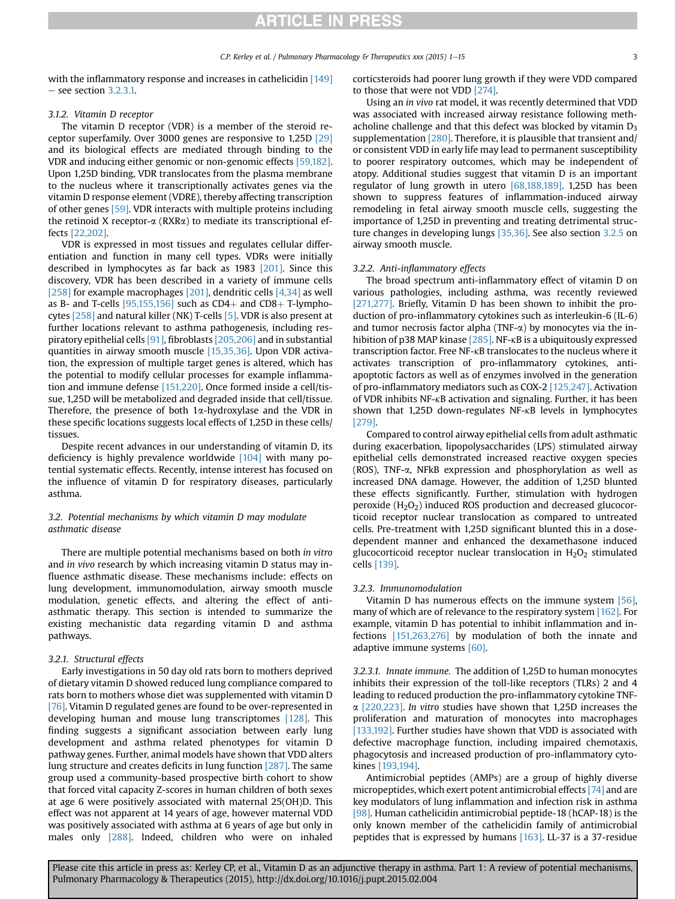with the inflammatory response and increases in cathelicidin [149] − see section 3.2.3.1.

### 3.1.2. Vitamin D receptor

The vitamin D receptor (VDR) is a member of the steroid receptor superfamily. Over 3000 genes are responsive to 1,25D [29] and its biological effects are mediated through binding to the VDR and inducing either genomic or non-genomic effects [59,182]. Upon 1,25D binding, VDR translocates from the plasma membrane to the nucleus where it transcriptionally activates genes via the vitamin D response element (VDRE), thereby affecting transcription of other genes [59]. VDR interacts with multiple proteins including the retinoid X receptor-α (RXRα) to mediate its transcriptional effects [22,202].

VDR is expressed in most tissues and regulates cellular differentiation and function in many cell types. VDRs were initially described in lymphocytes as far back as 1983 [201]. Since this discovery, VDR has been described in a variety of immune cells [258] for example macrophages [201], dendritic cells [4,34] as well as B- and T-cells [95,155,156] such as CD4+ and CD8+ T-lymphocytes [258] and natural killer (NK) T-cells [5]. VDR is also present at further locations relevant to asthma pathogenesis, including respiratory epithelial cells [91], fibroblasts [205,206] and in substantial quantities in airway smooth muscle [15,35,36]. Upon VDR activation, the expression of multiple target genes is altered, which has the potential to modify cellular processes for example inflammation and immune defense [151,220]. Once formed inside a cell/tissue, 1,25D will be metabolized and degraded inside that cell/tissue. Therefore, the presence of both 1α-hydroxylase and the VDR in these specific locations suggests local effects of 1,25D in these cells/tissues.

Despite recent advances in our understanding of vitamin D, its deficiency is highly prevalence worldwide [104] with many potential systematic effects. Recently, intense interest has focused on the influence of vitamin D for respiratory diseases, particularly asthma.

## 3.2. Potential mechanisms by which vitamin D may modulate asthmatic disease

There are multiple potential mechanisms based on both *in vitro* and *in vivo* research by which increasing vitamin D status may influence asthmatic disease. These mechanisms include: effects on lung development, immunomodulation, airway smooth muscle modulation, genetic effects, and altering the effect of anti-asthmatic therapy. This section is intended to summarize the existing mechanistic data regarding vitamin D and asthma pathways.

### 3.2.1. Structural effects

Early investigations in 50 day old rats born to mothers deprived of dietary vitamin D showed reduced lung compliance compared to rats born to mothers whose diet was supplemented with vitamin D [76]. Vitamin D regulated genes are found to be over-represented in developing human and mouse lung transcriptomes [128]. This finding suggests a significant association between early lung development and asthma related phenotypes for vitamin D pathway genes. Further, animal models have shown that VDD alters lung structure and creates deficits in lung function [287]. The same group used a community-based prospective birth cohort to show that forced vital capacity Z-scores in human children of both sexes at age 6 were positively associated with maternal 25(OH)D. This effect was not apparent at 14 years of age, however maternal VDD was positively associated with asthma at 6 years of age but only in males only [288]. Indeed, children who were on inhaled corticsteroids had poorer lung growth if they were VDD compared to those that were not VDD [274].

Using an *in vivo* rat model, it was recently determined that VDD was associated with increased airway resistance following methacholine challenge and that this defect was blocked by vitamin $D_3$ supplementation [280]. Therefore, it is plausible that transient and/or consistent VDD in early life may lead to permanent susceptibility to poorer respiratory outcomes, which may be independent of atopy. Additional studies suggest that vitamin D is an important regulator of lung growth in utero [68,188,189]. 1,25D has been shown to suppress features of inflammation-induced airway remodeling in fetal airway smooth muscle cells, suggesting the importance of 1,25D in preventing and treating detrimental structure changes in developing lungs [35,36]. See also section 3.2.5 on airway smooth muscle.

### 3.2.2. Anti-inflammatory effects

The broad spectrum anti-inflammatory effect of vitamin D on various pathologies, including asthma, was recently reviewed [271,277]. Briefly, Vitamin D has been shown to inhibit the production of pro-inflammatory cytokines such as interleukin-6 (IL-6) and tumor necrosis factor alpha (TNF-α) by monocytes via the inhibition of p38 MAP kinase [285]. NF-κB is a ubiquitously expressed transcription factor. Free NF-κB translocates to the nucleus where it activates transcription of pro-inflammatory cytokines, anti-apoptotic factors as well as of enzymes involved in the generation of pro-inflammatory mediators such as COX-2 [125,247]. Activation of VDR inhibits NF-κB activation and signaling. Further, it has been shown that 1,25D down-regulates NF-κB levels in lymphocytes [279].

Compared to control airway epithelial cells from adult asthmatic during exacerbation, lipopolysaccharides (LPS) stimulated airway epithelial cells demonstrated increased reactive oxygen species (ROS), TNF-α, NFkB expression and phosphorylation as well as increased DNA damage. However, the addition of 1,25D blunted these effects significantly. Further, stimulation with hydrogen peroxide ($H_2O_2$) induced ROS production and decreased glucocorticoid receptor nuclear translocation as compared to untreated cells. Pre-treatment with 1,25D significant blunted this in a dose-dependent manner and enhanced the dexamethasone induced glucocorticoid receptor nuclear translocation in $H_2O_2$ stimulated cells [139].

### 3.2.3. Immunomodulation

Vitamin D has numerous effects on the immune system [56], many of which are of relevance to the respiratory system [162]. For example, vitamin D has potential to inhibit inflammation and infections [151,263,276] by modulation of both the innate and adaptive immune systems [60].

#### 3.2.3.1. Innate immune.

The addition of 1,25D to human monocytes inhibits their expression of the toll-like receptors (TLRs) 2 and 4 leading to reduced production the pro-inflammatory cytokine TNF-α [220,223]. *In vitro* studies have shown that 1,25D increases the proliferation and maturation of monocytes into macrophages [133,192]. Further studies have shown that VDD is associated with defective macrophage function, including impaired chemotaxis, phagocytosis and increased production of pro-inflammatory cytokines [193,194].

Antimicrobial peptides (AMPs) are a group of highly diverse micropeptides, which exert potent antimicrobial effects [74] and are key modulators of lung inflammation and infection risk in asthma [98]. Human cathelicidin antimicrobial peptide-18 (hCAP-18) is the only known member of the cathelicidin family of antimicrobial peptides that is expressed by humans [163]. LL-37 is a 37-residue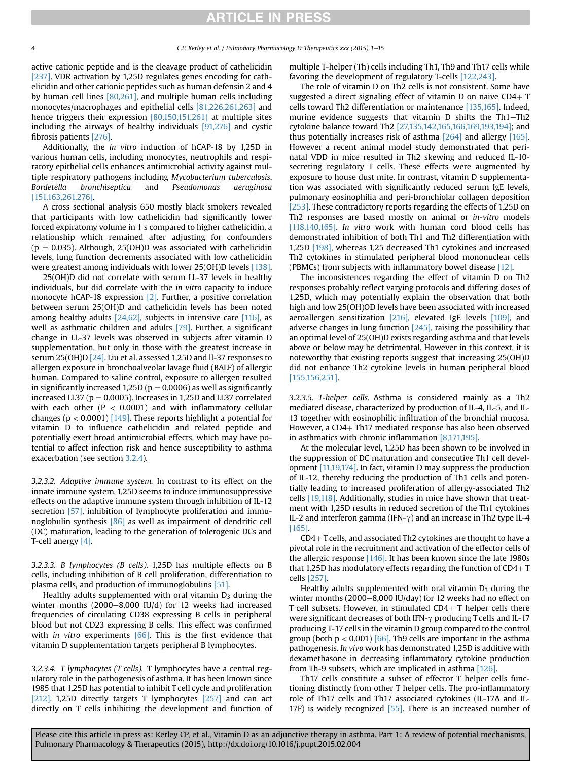active cationic peptide and is the cleavage product of cathelicidin [237]. VDR activation by 1,25D regulates genes encoding for cathelicidin and other cationic peptides such as human defensin 2 and 4 by human cell lines [80,261], and multiple human cells including monocytes/macrophages and epithelial cells [81,226,261,263] and hence triggers their expression [80,150,151,261] at multiple sites including the airways of healthy individuals [91,276] and cystic fibrosis patients [276].

Additionally, the *in vitro* induction of hCAP-18 by 1,25D in various human cells, including monocytes, neutrophils and respiratory epithelial cells enhances antimicrobial activity against multiple respiratory pathogens including *Mycobacterium tuberculosis*, *Bordetella bronchiseptica* and *Pseudomonas aeruginosa* [151,163,261,276].

A cross sectional analysis 650 mostly black smokers revealed that participants with low cathelicidin had significantly lower forced expiratomy volume in 1 s compared to higher cathelicidin, a relationship which remained after adjusting for confounders ($p = 0.035$). Although, 25(OH)D was associated with cathelicidin levels, lung function decrements associated with low cathelicidin were greatest among individuals with lower 25(OH)D levels [138].

25(OH)D did not correlate with serum LL-37 levels in healthy individuals, but did correlate with the *in vitro* capacity to induce monocyte hCAP-18 expression [2]. Further, a positive correlation between serum 25(OH)D and cathelicidin levels has been noted among healthy adults [24,62], subjects in intensive care [116], as well as asthmatic children and adults [79]. Further, a significant change in LL-37 levels was observed in subjects after vitamin D supplementation, but only in those with the greatest increase in serum 25(OH)D [24]. Liu et al. assessed 1,25D and ll-37 responses to allergen exposure in bronchoalveolar lavage fluid (BALF) of allergic human. Compared to saline control, exposure to allergen resulted in significantly increased 1,25D ($p = 0.0006$) as well as significantly increased LL37 ($p = 0.0005$). Increases in 1,25D and LL37 correlated with each other ($P < 0.0001$) and with inflammatory cellular changes ($p < 0.0001$) [149]. These reports highlight a potential for vitamin D to influence cathelicidin and related peptide and potentially exert broad antimicrobial effects, which may have potential to affect infection risk and hence susceptibility to asthma exacerbation (see section 3.2.4).

*3.2.3.2. Adaptive immune system.* In contrast to its effect on the innate immune system, 1,25D seems to induce immunosuppressive effects on the adaptive immune system through inhibition of IL-12 secretion [57], inhibition of lymphocyte proliferation and immunoglobulin synthesis [86] as well as impairment of dendritic cell (DC) maturation, leading to the generation of tolerogenic DCs and T-cell anergy [4].

*3.2.3.3. B lymphocytes (B cells).* 1,25D has multiple effects on B cells, including inhibition of B cell proliferation, differentiation to plasma cells, and production of immunoglobulins [51].

Healthy adults supplemented with oral vitamin $D_3$ during the winter months (2000–8,000 IU/d) for 12 weeks had increased frequencies of circulating CD38 expressing B cells in peripheral blood but not CD23 expressing B cells. This effect was confirmed with *in vitro* experiments [66]. This is the first evidence that vitamin D supplementation targets peripheral B lymphocytes.

*3.2.3.4. T lymphocytes (T cells).* T lymphocytes have a central regulatory role in the pathogenesis of asthma. It has been known since 1985 that 1,25D has potential to inhibit T cell cycle and proliferation [212]. 1,25D directly targets T lymphocytes [257] and can act directly on T cells inhibiting the development and function of multiple T-helper (Th) cells including Th1, Th9 and Th17 cells while favoring the development of regulatory T-cells [122,243].

The role of vitamin D on Th2 cells is not consistent. Some have suggested a direct signaling effect of vitamin D on naive CD4+ T cells toward Th2 differentiation or maintenance [135,165]. Indeed, murine evidence suggests that vitamin D shifts the Th1–Th2 cytokine balance toward Th2 [27,135,142,165,166,169,193,194]; and thus potentially increases risk of asthma [264] and allergy [165]. However a recent animal model study demonstrated that perinatal VDD in mice resulted in Th2 skewing and reduced IL-10-secreting regulatory T cells. These effects were augmented by exposure to house dust mite. In contrast, vitamin D supplementation was associated with significantly reduced serum IgE levels, pulmonary eosinophilia and peri-bronchiolar collagen deposition [253]. These contradictory reports regarding the effects of 1,25D on Th2 responses are based mostly on animal or *in-vitro* models [118,140,165]. *In vitro* work with human cord blood cells has demonstrated inhibition of both Th1 and Th2 differentiation with 1,25D [198], whereas 1,25 decreased Th1 cytokines and increased Th2 cytokines in stimulated peripheral blood mononuclear cells (PBMCs) from subjects with inflammatory bowel disease [12].

The inconsistences regarding the effect of vitamin D on Th2 responses probably reflect varying protocols and differing doses of 1,25D, which may potentially explain the observation that both high and low 25(OH)OD levels have been associated with increased aeroallergen sensitization [216], elevated IgE levels [109], and adverse changes in lung function [245], raising the possibility that an optimal level of 25(OH)D exists regarding asthma and that levels above or below may be detrimental. However in this context, it is noteworthy that existing reports suggest that increasing 25(OH)D did not enhance Th2 cytokine levels in human peripheral blood [155,156,251].

*3.2.3.5. T-helper cells.* Asthma is considered mainly as a Th2 mediated disease, characterized by production of IL-4, IL-5, and IL-13 together with eosinophilic infiltration of the bronchial mucosa. However, a CD4+ Th17 mediated response has also been observed in asthmatics with chronic inflammation [8,171,195].

At the molecular level, 1,25D has been shown to be involved in the suppression of DC maturation and consecutive Th1 cell development [11,19,174]. In fact, vitamin D may suppress the production of IL-12, thereby reducing the production of Th1 cells and potentially leading to increased proliferation of allergy-associated Th2 cells [19,118]. Additionally, studies in mice have shown that treatment with 1,25D results in reduced secretion of the Th1 cytokines IL-2 and interferon gamma (IFN-$\gamma$) and an increase in Th2 type IL-4 [165].

CD4+ T cells, and associated Th2 cytokines are thought to have a pivotal role in the recruitment and activation of the effector cells of the allergic response [146]. It has been known since the late 1980s that 1,25D has modulatory effects regarding the function of CD4+ T cells [257].

Healthy adults supplemented with oral vitamin $D_3$ during the winter months (2000–8,000 IU/day) for 12 weeks had no effect on T cell subsets. However, in stimulated CD4+ T helper cells there were significant decreases of both IFN-$\gamma$ producing T cells and IL-17 producing T-17 cells in the vitamin D group compared to the control group (both $p < 0.001$) [66]. Th9 cells are important in the asthma pathogenesis. *In vivo* work has demonstrated 1,25D is additive with dexamethasone in decreasing inflammatory cytokine production from Th-9 subsets, which are implicated in asthma [126].

Th17 cells constitute a subset of effector T helper cells functioning distinctly from other T helper cells. The pro-inflammatory role of Th17 cells and Th17 associated cytokines (IL-17A and IL-17F) is widely recognized [55]. There is an increased number of

Please cite this article in press as: Kerley CP, et al., Vitamin D as an adjunctive therapy in asthma. Part 1: A review of potential mechanisms, Pulmonary Pharmacology & Therapeutics (2015), http://dx.doi.org/10.1016/j.pupt.2015.02.004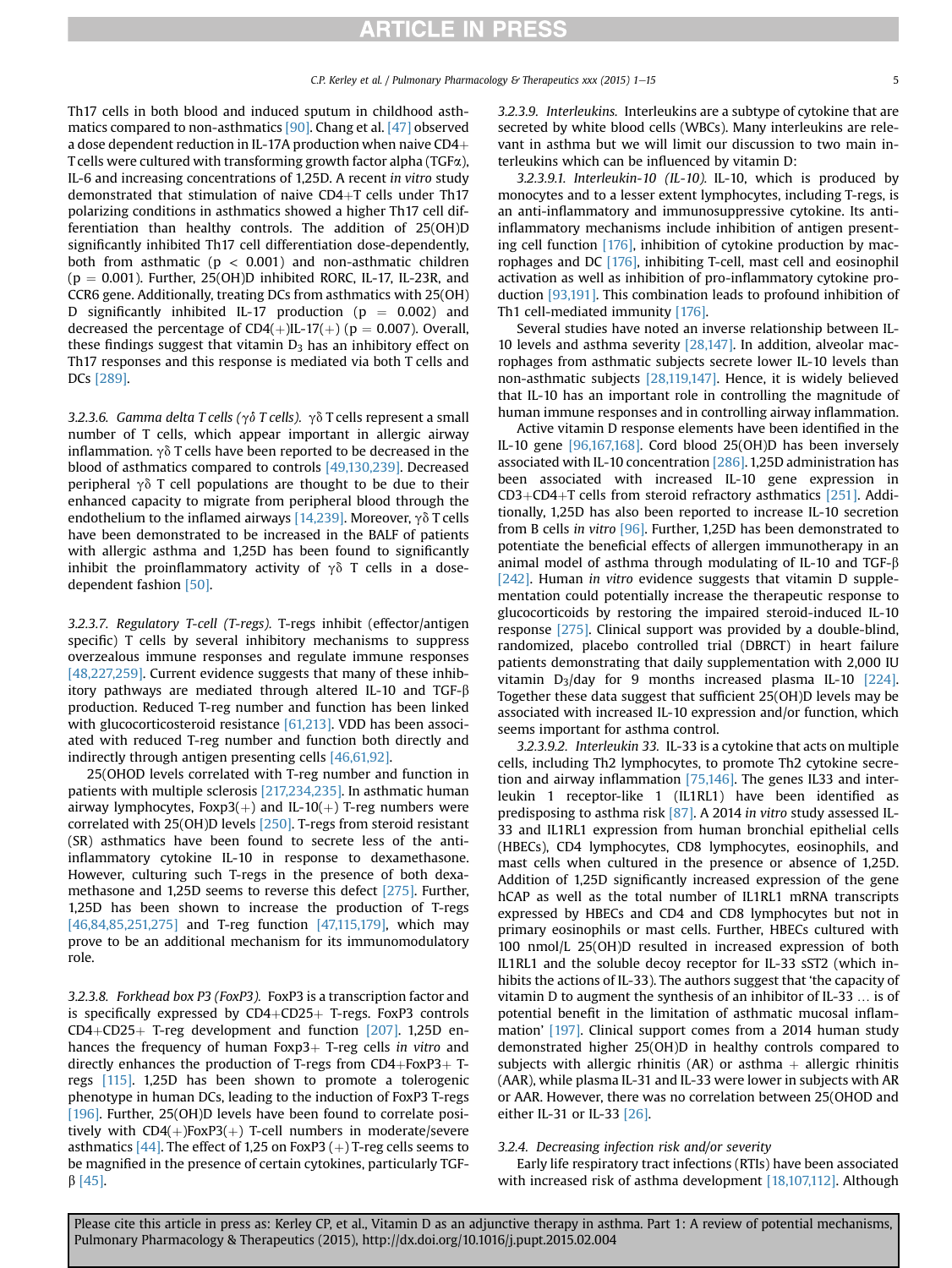Th17 cells in both blood and induced sputum in childhood asthmatics compared to non-asthmatics [90]. Chang et al. [47] observed a dose dependent reduction in IL-17A production when naive CD4+ T cells were cultured with transforming growth factor alpha (TGFα), IL-6 and increasing concentrations of 1,25D. A recent *in vitro* study demonstrated that stimulation of naive CD4+T cells under Th17 polarizing conditions in asthmatics showed a higher Th17 cell differentiation than healthy controls. The addition of 25(OH)D significantly inhibited Th17 cell differentiation dose-dependently, both from asthmatic ($p < 0.001$) and non-asthmatic children ($p = 0.001$). Further, 25(OH)D inhibited RORC, IL-17, IL-23R, and CCR6 gene. Additionally, treating DCs from asthmatics with 25(OH) D significantly inhibited IL-17 production ($p = 0.002$) and decreased the percentage of CD4(+)IL-17(+) ($p = 0.007$). Overall, these findings suggest that vitamin $D_3$ has an inhibitory effect on Th17 responses and this response is mediated via both T cells and DCs [289].

*3.2.3.6. Gamma delta T cells (γδ T cells).* γδ T cells represent a small number of T cells, which appear important in allergic airway inflammation. γδ T cells have been reported to be decreased in the blood of asthmatics compared to controls [49,130,239]. Decreased peripheral γδ T cell populations are thought to be due to their enhanced capacity to migrate from peripheral blood through the endothelium to the inflamed airways [14,239]. Moreover, γδ T cells have been demonstrated to be increased in the BALF of patients with allergic asthma and 1,25D has been found to significantly inhibit the proinflammatory activity of γδ T cells in a dose-dependent fashion [50].

*3.2.3.7. Regulatory T-cell (T-regs).* T-regs inhibit (effector/antigen specific) T cells by several inhibitory mechanisms to suppress overzealous immune responses and regulate immune responses [48,227,259]. Current evidence suggests that many of these inhibitory pathways are mediated through altered IL-10 and TGF-β production. Reduced T-reg number and function has been linked with glucocorticosteroid resistance [61,213]. VDD has been associated with reduced T-reg number and function both directly and indirectly through antigen presenting cells [46,61,92].

25(OHOD levels correlated with T-reg number and function in patients with multiple sclerosis [217,234,235]. In asthmatic human airway lymphocytes, Foxp3(+) and IL-10(+) T-reg numbers were correlated with 25(OH)D levels [250]. T-regs from steroid resistant (SR) asthmatics have been found to secrete less of the anti-inflammatory cytokine IL-10 in response to dexamethasone. However, culturing such T-regs in the presence of both dexamethasone and 1,25D seems to reverse this defect [275]. Further, 1,25D has been shown to increase the production of T-regs [46,84,85,251,275] and T-reg function [47,115,179], which may prove to be an additional mechanism for its immunomodulatory role.

*3.2.3.8. Forkhead box P3 (FoxP3).* FoxP3 is a transcription factor and is specifically expressed by CD4+CD25+ T-regs. FoxP3 controls CD4+CD25+ T-reg development and function [207]. 1,25D enhances the frequency of human Foxp3+ T-reg cells *in vitro* and directly enhances the production of T-regs from CD4+FoxP3+ T-regs [115]. 1,25D has been shown to promote a tolerogenic phenotype in human DCs, leading to the induction of FoxP3 T-regs [196]. Further, 25(OH)D levels have been found to correlate positively with CD4(+)FoxP3(+) T-cell numbers in moderate/severe asthmatics [44]. The effect of 1,25 on FoxP3 (+) T-reg cells seems to be magnified in the presence of certain cytokines, particularly TGF-β [45].

*3.2.3.9. Interleukins.* Interleukins are a subtype of cytokine that are secreted by white blood cells (WBCs). Many interleukins are relevant in asthma but we will limit our discussion to two main interleukins which can be influenced by vitamin D:

*3.2.3.9.1. Interleukin-10 (IL-10).* IL-10, which is produced by monocytes and to a lesser extent lymphocytes, including T-regs, is an anti-inflammatory and immunosuppressive cytokine. Its anti-inflammatory mechanisms include inhibition of antigen presenting cell function [176], inhibition of cytokine production by macrophages and DC [176], inhibiting T-cell, mast cell and eosinophil activation as well as inhibition of pro-inflammatory cytokine production [93,191]. This combination leads to profound inhibition of Th1 cell-mediated immunity [176].

Several studies have noted an inverse relationship between IL-10 levels and asthma severity [28,147]. In addition, alveolar macrophages from asthmatic subjects secrete lower IL-10 levels than non-asthmatic subjects [28,119,147]. Hence, it is widely believed that IL-10 has an important role in controlling the magnitude of human immune responses and in controlling airway inflammation.

Active vitamin D response elements have been identified in the IL-10 gene [96,167,168]. Cord blood 25(OH)D has been inversely associated with IL-10 concentration [286]. 1,25D administration has been associated with increased IL-10 gene expression in CD3+CD4+T cells from steroid refractory asthmatics [251]. Additionally, 1,25D has also been reported to increase IL-10 secretion from B cells *in vitro* [96]. Further, 1,25D has been demonstrated to potentiate the beneficial effects of allergen immunotherapy in an animal model of asthma through modulating of IL-10 and TGF-β [242]. Human *in vitro* evidence suggests that vitamin D supplementation could potentially increase the therapeutic response to glucocorticoids by restoring the impaired steroid-induced IL-10 response [275]. Clinical support was provided by a double-blind, randomized, placebo controlled trial (DBRCT) in heart failure patients demonstrating that daily supplementation with 2,000 IU vitamin $D_3$/day for 9 months increased plasma IL-10 [224]. Together these data suggest that sufficient 25(OH)D levels may be associated with increased IL-10 expression and/or function, which seems important for asthma control.

*3.2.3.9.2. Interleukin 33.* IL-33 is a cytokine that acts on multiple cells, including Th2 lymphocytes, to promote Th2 cytokine secretion and airway inflammation [75,146]. The genes IL33 and interleukin 1 receptor-like 1 (IL1RL1) have been identified as predisposing to asthma risk [87]. A 2014 *in vitro* study assessed IL-33 and IL1RL1 expression from human bronchial epithelial cells (HBECs), CD4 lymphocytes, CD8 lymphocytes, eosinophils, and mast cells when cultured in the presence or absence of 1,25D. Addition of 1,25D significantly increased expression of the gene hCAP as well as the total number of IL1RL1 mRNA transcripts expressed by HBECs and CD4 and CD8 lymphocytes but not in primary eosinophils or mast cells. Further, HBECs cultured with 100 nmol/L 25(OH)D resulted in increased expression of both IL1RL1 and the soluble decoy receptor for IL-33 sST2 (which inhibits the actions of IL-33). The authors suggest that 'the capacity of vitamin D to augment the synthesis of an inhibitor of IL-33 … is of potential benefit in the limitation of asthmatic mucosal inflammation' [197]. Clinical support comes from a 2014 human study demonstrated higher 25(OH)D in healthy controls compared to subjects with allergic rhinitis (AR) or asthma + allergic rhinitis (AAR), while plasma IL-31 and IL-33 were lower in subjects with AR or AAR. However, there was no correlation between 25(OHOD and either IL-31 or IL-33 [26].

### 3.2.4. Decreasing infection risk and/or severity

Early life respiratory tract infections (RTIs) have been associated with increased risk of asthma development [18,107,112]. Although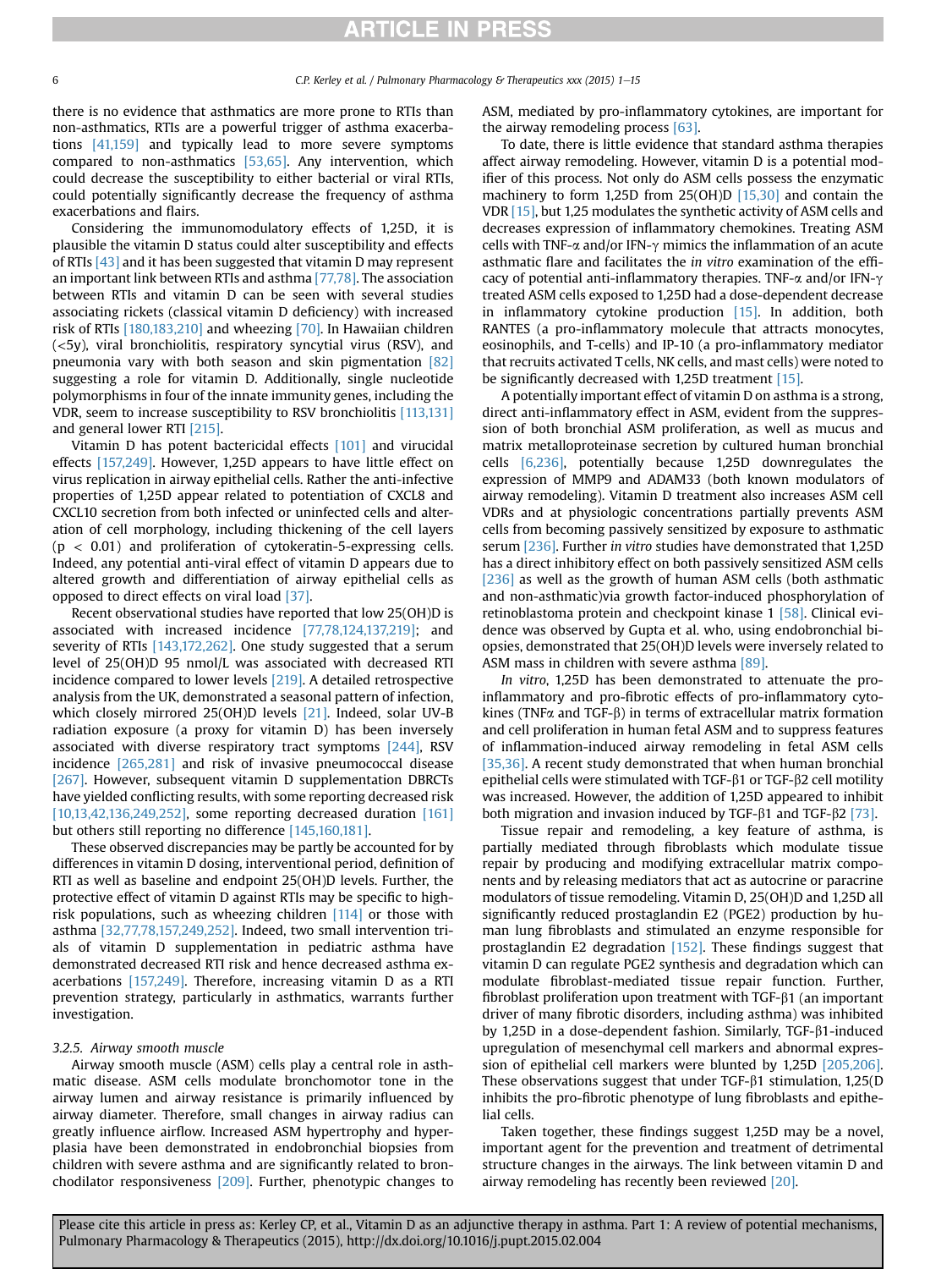there is no evidence that asthmatics are more prone to RTIs than non-asthmatics, RTIs are a powerful trigger of asthma exacerbations [41,159] and typically lead to more severe symptoms compared to non-asthmatics [53,65]. Any intervention, which could decrease the susceptibility to either bacterial or viral RTIs, could potentially significantly decrease the frequency of asthma exacerbations and flairs.

Considering the immunomodulatory effects of 1,25D, it is plausible the vitamin D status could alter susceptibility and effects of RTIs [43] and it has been suggested that vitamin D may represent an important link between RTIs and asthma [77,78]. The association between RTIs and vitamin D can be seen with several studies associating rickets (classical vitamin D deficiency) with increased risk of RTIs [180,183,210] and wheezing [70]. In Hawaiian children (<5y), viral bronchiolitis, respiratory syncytial virus (RSV), and pneumonia vary with both season and skin pigmentation [82] suggesting a role for vitamin D. Additionally, single nucleotide polymorphisms in four of the innate immunity genes, including the VDR, seem to increase susceptibility to RSV bronchiolitis [113,131] and general lower RTI [215].

Vitamin D has potent bactericidal effects [101] and virucidal effects [157,249]. However, 1,25D appears to have little effect on virus replication in airway epithelial cells. Rather the anti-infective properties of 1,25D appear related to potentiation of CXCL8 and CXCL10 secretion from both infected or uninfected cells and alteration of cell morphology, including thickening of the cell layers ($p < 0.01$) and proliferation of cytokeratin-5-expressing cells. Indeed, any potential anti-viral effect of vitamin D appears due to altered growth and differentiation of airway epithelial cells as opposed to direct effects on viral load [37].

Recent observational studies have reported that low 25(OH)D is associated with increased incidence [77,78,124,137,219]; and severity of RTIs [143,172,262]. One study suggested that a serum level of 25(OH)D 95 nmol/L was associated with decreased RTI incidence compared to lower levels [219]. A detailed retrospective analysis from the UK, demonstrated a seasonal pattern of infection, which closely mirrored 25(OH)D levels [21]. Indeed, solar UV-B radiation exposure (a proxy for vitamin D) has been inversely associated with diverse respiratory tract symptoms [244], RSV incidence [265,281] and risk of invasive pneumococcal disease [267]. However, subsequent vitamin D supplementation DBRCTs have yielded conflicting results, with some reporting decreased risk [10,13,42,136,249,252], some reporting decreased duration [161] but others still reporting no difference [145,160,181].

These observed discrepancies may be partly be accounted for by differences in vitamin D dosing, interventional period, definition of RTI as well as baseline and endpoint 25(OH)D levels. Further, the protective effect of vitamin D against RTIs may be specific to high-risk populations, such as wheezing children [114] or those with asthma [32,77,78,157,249,252]. Indeed, two small intervention trials of vitamin D supplementation in pediatric asthma have demonstrated decreased RTI risk and hence decreased asthma exacerbations [157,249]. Therefore, increasing vitamin D as a RTI prevention strategy, particularly in asthmatics, warrants further investigation.

### 3.2.5. Airway smooth muscle

Airway smooth muscle (ASM) cells play a central role in asthmatic disease. ASM cells modulate bronchomotor tone in the airway lumen and airway resistance is primarily influenced by airway diameter. Therefore, small changes in airway radius can greatly influence airflow. Increased ASM hypertrophy and hyperplasia have been demonstrated in endobronchial biopsies from children with severe asthma and are significantly related to bronchodilator responsiveness [209]. Further, phenotypic changes to ASM, mediated by pro-inflammatory cytokines, are important for the airway remodeling process [63].

To date, there is little evidence that standard asthma therapies affect airway remodeling. However, vitamin D is a potential modifier of this process. Not only do ASM cells possess the enzymatic machinery to form 1,25D from 25(OH)D [15,30] and contain the VDR [15], but 1,25 modulates the synthetic activity of ASM cells and decreases expression of inflammatory chemokines. Treating ASM cells with TNF-$\alpha$ and/or IFN-$\gamma$ mimics the inflammation of an acute asthmatic flare and facilitates the *in vitro* examination of the efficacy of potential anti-inflammatory therapies. TNF-$\alpha$ and/or IFN-$\gamma$ treated ASM cells exposed to 1,25D had a dose-dependent decrease in inflammatory cytokine production [15]. In addition, both RANTES (a pro-inflammatory molecule that attracts monocytes, eosinophils, and T-cells) and IP-10 (a pro-inflammatory mediator that recruits activated T cells, NK cells, and mast cells) were noted to be significantly decreased with 1,25D treatment [15].

A potentially important effect of vitamin D on asthma is a strong, direct anti-inflammatory effect in ASM, evident from the suppression of both bronchial ASM proliferation, as well as mucus and matrix metalloproteinase secretion by cultured human bronchial cells [6,236], potentially because 1,25D downregulates the expression of MMP9 and ADAM33 (both known modulators of airway remodeling). Vitamin D treatment also increases ASM cell VDRs and at physiologic concentrations partially prevents ASM cells from becoming passively sensitized by exposure to asthmatic serum [236]. Further *in vitro* studies have demonstrated that 1,25D has a direct inhibitory effect on both passively sensitized ASM cells [236] as well as the growth of human ASM cells (both asthmatic and non-asthmatic)via growth factor-induced phosphorylation of retinoblastoma protein and checkpoint kinase 1 [58]. Clinical evidence was observed by Gupta et al. who, using endobronchial biopsies, demonstrated that 25(OH)D levels were inversely related to ASM mass in children with severe asthma [89].

*In vitro*, 1,25D has been demonstrated to attenuate the pro-inflammatory and pro-fibrotic effects of pro-inflammatory cytokines (TNF$\alpha$ and TGF-$\beta$) in terms of extracellular matrix formation and cell proliferation in human fetal ASM and to suppress features of inflammation-induced airway remodeling in fetal ASM cells [35,36]. A recent study demonstrated that when human bronchial epithelial cells were stimulated with TGF-$\beta$1 or TGF-$\beta$2 cell motility was increased. However, the addition of 1,25D appeared to inhibit both migration and invasion induced by TGF-$\beta$1 and TGF-$\beta$2 [73].

Tissue repair and remodeling, a key feature of asthma, is partially mediated through fibroblasts which modulate tissue repair by producing and modifying extracellular matrix components and by releasing mediators that act as autocrine or paracrine modulators of tissue remodeling. Vitamin D, 25(OH)D and 1,25D all significantly reduced prostaglandin E2 (PGE2) production by human lung fibroblasts and stimulated an enzyme responsible for prostaglandin E2 degradation [152]. These findings suggest that vitamin D can regulate PGE2 synthesis and degradation which can modulate fibroblast-mediated tissue repair function. Further, fibroblast proliferation upon treatment with TGF-$\beta$1 (an important driver of many fibrotic disorders, including asthma) was inhibited by 1,25D in a dose-dependent fashion. Similarly, TGF-$\beta$1-induced upregulation of mesenchymal cell markers and abnormal expression of epithelial cell markers were blunted by 1,25D [205,206]. These observations suggest that under TGF-$\beta$1 stimulation, 1,25(D inhibits the pro-fibrotic phenotype of lung fibroblasts and epithelial cells.

Taken together, these findings suggest 1,25D may be a novel, important agent for the prevention and treatment of detrimental structure changes in the airways. The link between vitamin D and airway remodeling has recently been reviewed [20].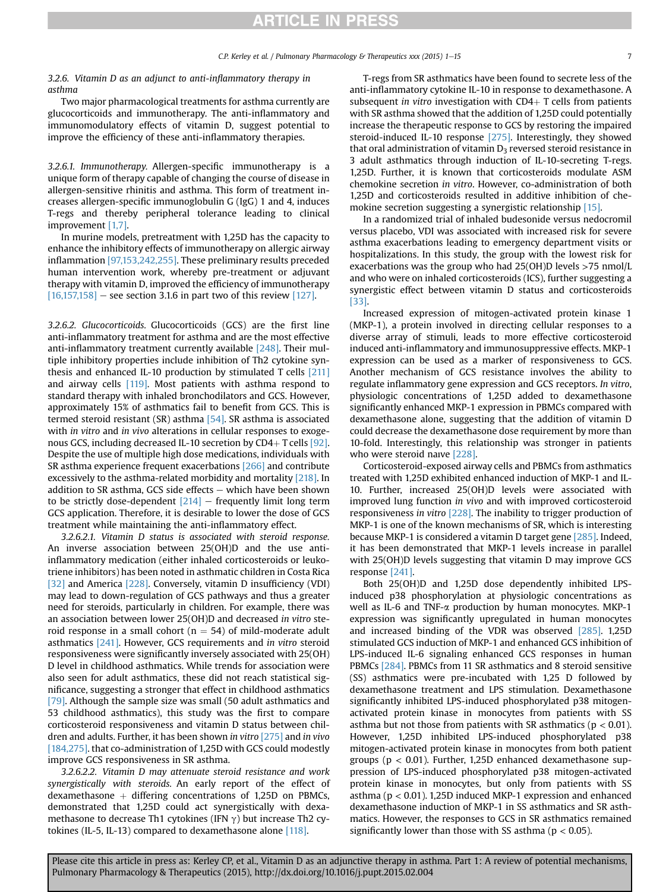### 3.2.6. Vitamin D as an adjunct to anti-inflammatory therapy in asthma

Two major pharmacological treatments for asthma currently are glucocorticoids and immunotherapy. The anti-inflammatory and immunomodulatory effects of vitamin D, suggest potential to improve the efficiency of these anti-inflammatory therapies.

#### 3.2.6.1. Immunotherapy

Allergen-specific immunotherapy is a unique form of therapy capable of changing the course of disease in allergen-sensitive rhinitis and asthma. This form of treatment increases allergen-specific immunoglobulin G (IgG) 1 and 4, induces T-regs and thereby peripheral tolerance leading to clinical improvement [1,7].

In murine models, pretreatment with 1,25D has the capacity to enhance the inhibitory effects of immunotherapy on allergic airway inflammation [97,153,242,255]. These preliminary results preceded human intervention work, whereby pre-treatment or adjuvant therapy with vitamin D, improved the efficiency of immunotherapy [16,157,158] – see section 3.1.6 in part two of this review [127].

#### 3.2.6.2. Glucocorticoids

Glucocorticoids (GCS) are the first line anti-inflammatory treatment for asthma and are the most effective anti-inflammatory treatment currently available [248]. Their multiple inhibitory properties include inhibition of Th2 cytokine synthesis and enhanced IL-10 production by stimulated T cells [211] and airway cells [119]. Most patients with asthma respond to standard therapy with inhaled bronchodilators and GCS. However, approximately 15% of asthmatics fail to benefit from GCS. This is termed steroid resistant (SR) asthma [54]. SR asthma is associated with *in vitro* and *in vivo* alterations in cellular responses to exogenous GCS, including decreased IL-10 secretion by CD4+ T cells [92]. Despite the use of multiple high dose medications, individuals with SR asthma experience frequent exacerbations [266] and contribute excessively to the asthma-related morbidity and mortality [218]. In addition to SR asthma, GCS side effects – which have been shown to be strictly dose-dependent [214] – frequently limit long term GCS application. Therefore, it is desirable to lower the dose of GCS treatment while maintaining the anti-inflammatory effect.

*3.2.6.2.1. Vitamin D status is associated with steroid response.* An inverse association between 25(OH)D and the use anti-inflammatory medication (either inhaled corticosteroids or leukotriene inhibitors) has been noted in asthmatic children in Costa Rica [32] and America [228]. Conversely, vitamin D insufficiency (VDI) may lead to down-regulation of GCS pathways and thus a greater need for steroids, particularly in children. For example, there was an association between lower 25(OH)D and decreased *in vitro* steroid response in a small cohort (n = 54) of mild-moderate adult asthmatics [241]. However, GCS requirements and *in vitro* steroid responsiveness were significantly inversely associated with 25(OH)D level in childhood asthmatics. While trends for association were also seen for adult asthmatics, these did not reach statistical significance, suggesting a stronger that effect in childhood asthmatics [79]. Although the sample size was small (50 adult asthmatics and 53 childhood asthmatics), this study was the first to compare corticosteroid responsiveness and vitamin D status between children and adults. Further, it has been shown *in vitro* [275] and *in vivo* [184,275]. that co-administration of 1,25D with GCS could modestly improve GCS responsiveness in SR asthma.

*3.2.6.2.2. Vitamin D may attenuate steroid resistance and work synergistically with steroids.* An early report of the effect of dexamethasone + differing concentrations of 1,25D on PBMCs, demonstrated that 1,25D could act synergistically with dexamethasone to decrease Th1 cytokines (IFN γ) but increase Th2 cytokines (IL-5, IL-13) compared to dexamethasone alone [118].

T-regs from SR asthmatics have been found to secrete less of the anti-inflammatory cytokine IL-10 in response to dexamethasone. A subsequent *in vitro* investigation with CD4+ T cells from patients with SR asthma showed that the addition of 1,25D could potentially increase the therapeutic response to GCS by restoring the impaired steroid-induced IL-10 response [275]. Interestingly, they showed that oral administration of vitamin $D_3$ reversed steroid resistance in 3 adult asthmatics through induction of IL-10-secreting T-regs. 1,25D. Further, it is known that corticosteroids modulate ASM chemokine secretion *in vitro*. However, co-administration of both 1,25D and corticosteroids resulted in additive inhibition of chemokine secretion suggesting a synergistic relationship [15].

In a randomized trial of inhaled budesonide versus nedocromil versus placebo, VDI was associated with increased risk for severe asthma exacerbations leading to emergency department visits or hospitalizations. In this study, the group with the lowest risk for exacerbations was the group who had 25(OH)D levels >75 nmol/L and who were on inhaled corticosteroids (ICS), further suggesting a synergistic effect between vitamin D status and corticosteroids [33].

Increased expression of mitogen-activated protein kinase 1 (MKP-1), a protein involved in directing cellular responses to a diverse array of stimuli, leads to more effective corticosteroid induced anti-inflammatory and immunosuppressive effects. MKP-1 expression can be used as a marker of responsiveness to GCS. Another mechanism of GCS resistance involves the ability to regulate inflammatory gene expression and GCS receptors. *In vitro*, physiologic concentrations of 1,25D added to dexamethasone significantly enhanced MKP-1 expression in PBMCs compared with dexamethasone alone, suggesting that the addition of vitamin D could decrease the dexamethasone dose requirement by more than 10-fold. Interestingly, this relationship was stronger in patients who were steroid naıve [228].

Corticosteroid-exposed airway cells and PBMCs from asthmatics treated with 1,25D exhibited enhanced induction of MKP-1 and IL-10. Further, increased 25(OH)D levels were associated with improved lung function *in vivo* and with improved corticosteroid responsiveness *in vitro* [228]. The inability to trigger production of MKP-1 is one of the known mechanisms of SR, which is interesting because MKP-1 is considered a vitamin D target gene [285]. Indeed, it has been demonstrated that MKP-1 levels increase in parallel with 25(OH)D levels suggesting that vitamin D may improve GCS response [241].

Both 25(OH)D and 1,25D dose dependently inhibited LPS-induced p38 phosphorylation at physiologic concentrations as well as IL-6 and TNF-α production by human monocytes. MKP-1 expression was significantly upregulated in human monocytes and increased binding of the VDR was observed [285]. 1,25D stimulated GCS induction of MKP-1 and enhanced GCS inhibition of LPS-induced IL-6 signaling enhanced GCS responses in human PBMCs [284]. PBMCs from 11 SR asthmatics and 8 steroid sensitive (SS) asthmatics were pre-incubated with 1,25 D followed by dexamethasone treatment and LPS stimulation. Dexamethasone significantly inhibited LPS-induced phosphorylated p38 mitogen-activated protein kinase in monocytes from patients with SS asthma but not those from patients with SR asthmatics ($p < 0.01$). However, 1,25D inhibited LPS-induced phosphorylated p38 mitogen-activated protein kinase in monocytes from both patient groups ($p < 0.01$). Further, 1,25D enhanced dexamethasone suppression of LPS-induced phosphorylated p38 mitogen-activated protein kinase in monocytes, but only from patients with SS asthma ($p < 0.01$). 1,25D induced MKP-1 expression and enhanced dexamethasone induction of MKP-1 in SS asthmatics and SR asthmatics. However, the responses to GCS in SR asthmatics remained significantly lower than those with SS asthma ($p < 0.05$).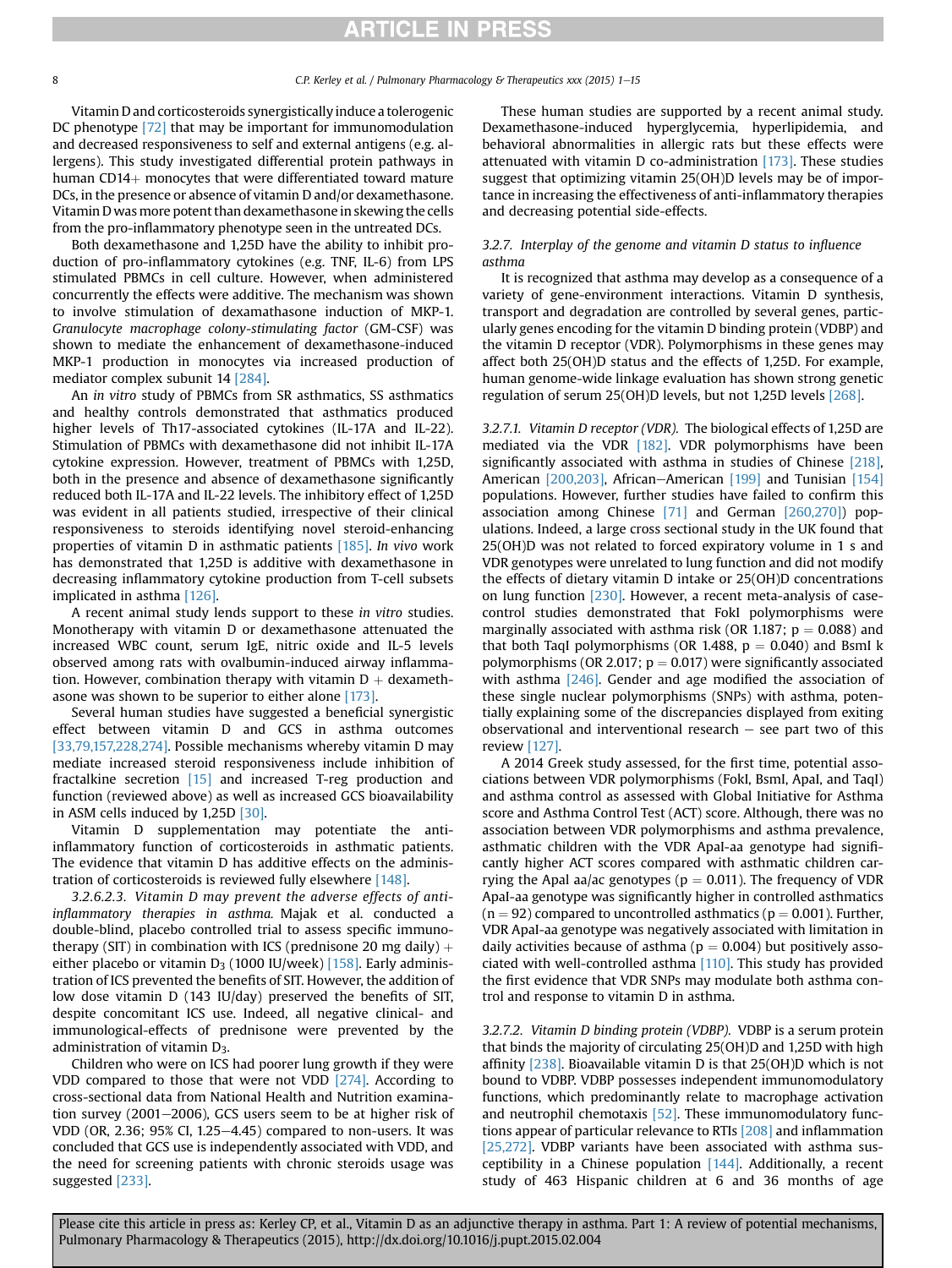Vitamin D and corticosteroids synergistically induce a tolerogenic DC phenotype [72] that may be important for immunomodulation and decreased responsiveness to self and external antigens (e.g. allergens). This study investigated differential protein pathways in human CD14+ monocytes that were differentiated toward mature DCs, in the presence or absence of vitamin D and/or dexamethasone. Vitamin D was more potent than dexamethasone in skewing the cells from the pro-inflammatory phenotype seen in the untreated DCs.

Both dexamethasone and 1,25D have the ability to inhibit production of pro-inflammatory cytokines (e.g. TNF, IL-6) from LPS stimulated PBMCs in cell culture. However, when administered concurrently the effects were additive. The mechanism was shown to involve stimulation of dexamathasone induction of MKP-1. *Granulocyte macrophage colony-stimulating factor* (GM-CSF) was shown to mediate the enhancement of dexamethasone-induced MKP-1 production in monocytes via increased production of mediator complex subunit 14 [284].

An *in vitro* study of PBMCs from SR asthmatics, SS asthmatics and healthy controls demonstrated that asthmatics produced higher levels of Th17-associated cytokines (IL-17A and IL-22). Stimulation of PBMCs with dexamethasone did not inhibit IL-17A cytokine expression. However, treatment of PBMCs with 1,25D, both in the presence and absence of dexamethasone significantly reduced both IL-17A and IL-22 levels. The inhibitory effect of 1,25D was evident in all patients studied, irrespective of their clinical responsiveness to steroids identifying novel steroid-enhancing properties of vitamin D in asthmatic patients [185]. *In vivo* work has demonstrated that 1,25D is additive with dexamethasone in decreasing inflammatory cytokine production from T-cell subsets implicated in asthma [126].

A recent animal study lends support to these *in vitro* studies. Monotherapy with vitamin D or dexamethasone attenuated the increased WBC count, serum IgE, nitric oxide and IL-5 levels observed among rats with ovalbumin-induced airway inflammation. However, combination therapy with vitamin D + dexamethasone was shown to be superior to either alone [173].

Several human studies have suggested a beneficial synergistic effect between vitamin D and GCS in asthma outcomes [33,79,157,228,274]. Possible mechanisms whereby vitamin D may mediate increased steroid responsiveness include inhibition of fractalkine secretion [15] and increased T-reg production and function (reviewed above) as well as increased GCS bioavailability in ASM cells induced by 1,25D [30].

Vitamin D supplementation may potentiate the anti-inflammatory function of corticosteroids in asthmatic patients. The evidence that vitamin D has additive effects on the administration of corticosteroids is reviewed fully elsewhere [148].

*3.2.6.2.3. Vitamin D may prevent the adverse effects of anti-inflammatory therapies in asthma.* Majak et al. conducted a double-blind, placebo controlled trial to assess specific immunotherapy (SIT) in combination with ICS (prednisone 20 mg daily) + either placebo or vitamin $D_3$ (1000 IU/week) [158]. Early administration of ICS prevented the benefits of SIT. However, the addition of low dose vitamin D (143 IU/day) preserved the benefits of SIT, despite concomitant ICS use. Indeed, all negative clinical- and immunological-effects of prednisone were prevented by the administration of vitamin $D_3$.

Children who were on ICS had poorer lung growth if they were VDD compared to those that were not VDD [274]. According to cross-sectional data from National Health and Nutrition examination survey (2001–2006), GCS users seem to be at higher risk of VDD (OR, 2.36; 95% CI, 1.25–4.45) compared to non-users. It was concluded that GCS use is independently associated with VDD, and the need for screening patients with chronic steroids usage was suggested [233].

These human studies are supported by a recent animal study. Dexamethasone-induced hyperglycemia, hyperlipidemia, and behavioral abnormalities in allergic rats but these effects were attenuated with vitamin D co-administration [173]. These studies suggest that optimizing vitamin 25(OH)D levels may be of importance in increasing the effectiveness of anti-inflammatory therapies and decreasing potential side-effects.

#### *3.2.7. Interplay of the genome and vitamin D status to influence asthma*

It is recognized that asthma may develop as a consequence of a variety of gene-environment interactions. Vitamin D synthesis, transport and degradation are controlled by several genes, particularly genes encoding for the vitamin D binding protein (VDBP) and the vitamin D receptor (VDR). Polymorphisms in these genes may affect both 25(OH)D status and the effects of 1,25D. For example, human genome-wide linkage evaluation has shown strong genetic regulation of serum 25(OH)D levels, but not 1,25D levels [268].

*3.2.7.1. Vitamin D receptor (VDR).* The biological effects of 1,25D are mediated via the VDR [182]. VDR polymorphisms have been significantly associated with asthma in studies of Chinese [218], American [200,203], African–American [199] and Tunisian [154] populations. However, further studies have failed to confirm this association among Chinese [71] and German [260,270]) populations. Indeed, a large cross sectional study in the UK found that 25(OH)D was not related to forced expiratory volume in 1 s and VDR genotypes were unrelated to lung function and did not modify the effects of dietary vitamin D intake or 25(OH)D concentrations on lung function [230]. However, a recent meta-analysis of case-control studies demonstrated that FokI polymorphisms were marginally associated with asthma risk (OR 1.187; $p = 0.088$) and that both TaqI polymorphisms (OR 1.488, $p = 0.040$) and BsmI k polymorphisms (OR 2.017; $p = 0.017$) were significantly associated with asthma [246]. Gender and age modified the association of these single nuclear polymorphisms (SNPs) with asthma, potentially explaining some of the discrepancies displayed from exiting observational and interventional research – see part two of this review [127].

A 2014 Greek study assessed, for the first time, potential associations between VDR polymorphisms (FokI, BsmI, ApaI, and TaqI) and asthma control as assessed with Global Initiative for Asthma score and Asthma Control Test (ACT) score. Although, there was no association between VDR polymorphisms and asthma prevalence, asthmatic children with the VDR ApaI-aa genotype had significantly higher ACT scores compared with asthmatic children carrying the ApaI aa/ac genotypes ($p = 0.011$). The frequency of VDR ApaI-aa genotype was significantly higher in controlled asthmatics ($n = 92$) compared to uncontrolled asthmatics ($p = 0.001$). Further, VDR ApaI-aa genotype was negatively associated with limitation in daily activities because of asthma ($p = 0.004$) but positively associated with well-controlled asthma [110]. This study has provided the first evidence that VDR SNPs may modulate both asthma control and response to vitamin D in asthma.

*3.2.7.2. Vitamin D binding protein (VDBP).* VDBP is a serum protein that binds the majority of circulating 25(OH)D and 1,25D with high affinity [238]. Bioavailable vitamin D is that 25(OH)D which is not bound to VDBP. VDBP possesses independent immunomodulatory functions, which predominantly relate to macrophage activation and neutrophil chemotaxis [52]. These immunomodulatory functions appear of particular relevance to RTIs [208] and inflammation [25,272]. VDBP variants have been associated with asthma susceptibility in a Chinese population [144]. Additionally, a recent study of 463 Hispanic children at 6 and 36 months of age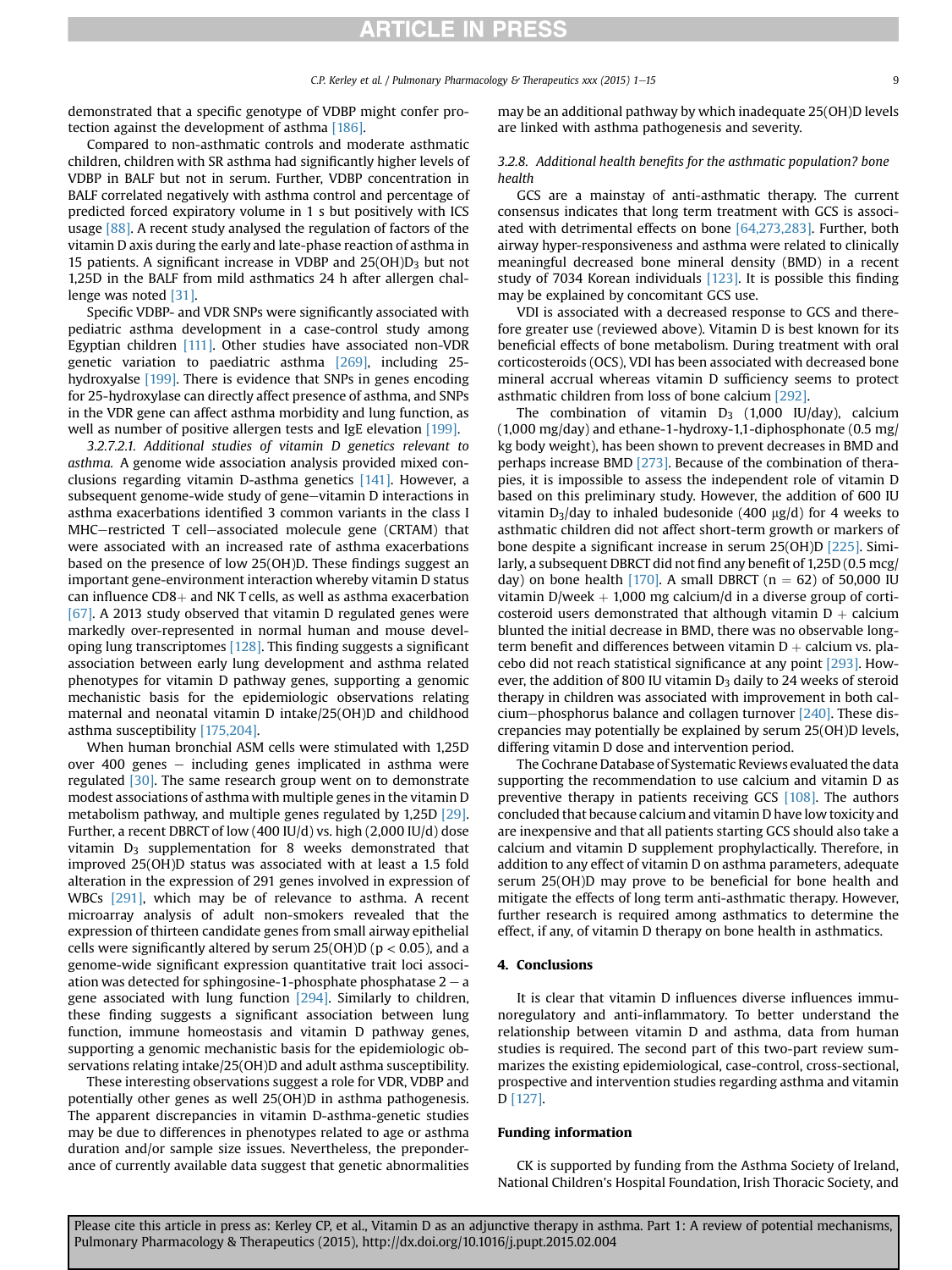demonstrated that a specific genotype of VDBP might confer protection against the development of asthma [186].

Compared to non-asthmatic controls and moderate asthmatic children, children with SR asthma had significantly higher levels of VDBP in BALF but not in serum. Further, VDBP concentration in BALF correlated negatively with asthma control and percentage of predicted forced expiratory volume in 1 s but positively with ICS usage [88]. A recent study analysed the regulation of factors of the vitamin D axis during the early and late-phase reaction of asthma in 15 patients. A significant increase in VDBP and 25(OH)$D_3$ but not 1,25D in the BALF from mild asthmatics 24 h after allergen challenge was noted [31].

Specific VDBP- and VDR SNPs were significantly associated with pediatric asthma development in a case-control study among Egyptian children [111]. Other studies have associated non-VDR genetic variation to paediatric asthma [269], including 25-hydroxylase [199]. There is evidence that SNPs in genes encoding for 25-hydroxylase can directly affect presence of asthma, and SNPs in the VDR gene can affect asthma morbidity and lung function, as well as number of positive allergen tests and IgE elevation [199].

*3.2.7.2.1. Additional studies of vitamin D genetics relevant to asthma.* A genome wide association analysis provided mixed conclusions regarding vitamin D-asthma genetics [141]. However, a subsequent genome-wide study of gene–vitamin D interactions in asthma exacerbations identified 3 common variants in the class I MHC–restricted T cell–associated molecule gene (CRTAM) that were associated with an increased rate of asthma exacerbations based on the presence of low 25(OH)D. These findings suggest an important gene-environment interaction whereby vitamin D status can influence CD8+ and NK T cells, as well as asthma exacerbation [67]. A 2013 study observed that vitamin D regulated genes were markedly over-represented in normal human and mouse developing lung transcriptomes [128]. This finding suggests a significant association between early lung development and asthma related phenotypes for vitamin D pathway genes, supporting a genomic mechanistic basis for the epidemiologic observations relating maternal and neonatal vitamin D intake/25(OH)D and childhood asthma susceptibility [175,204].

When human bronchial ASM cells were stimulated with 1,25D over 400 genes – including genes implicated in asthma were regulated [30]. The same research group went on to demonstrate modest associations of asthma with multiple genes in the vitamin D metabolism pathway, and multiple genes regulated by 1,25D [29]. Further, a recent DBRCT of low (400 IU/d) vs. high (2,000 IU/d) dose vitamin $D_3$ supplementation for 8 weeks demonstrated that improved 25(OH)D status was associated with at least a 1.5 fold alteration in the expression of 291 genes involved in expression of WBCs [291], which may be of relevance to asthma. A recent microarray analysis of adult non-smokers revealed that the expression of thirteen candidate genes from small airway epithelial cells were significantly altered by serum 25(OH)D ($p < 0.05$), and a genome-wide significant expression quantitative trait loci association was detected for sphingosine-1-phosphate phosphatase 2 – a gene associated with lung function [294]. Similarly to children, these finding suggests a significant association between lung function, immune homeostasis and vitamin D pathway genes, supporting a genomic mechanistic basis for the epidemiologic observations relating intake/25(OH)D and adult asthma susceptibility.

These interesting observations suggest a role for VDR, VDBP and potentially other genes as well 25(OH)D in asthma pathogenesis. The apparent discrepancies in vitamin D-asthma-genetic studies may be due to differences in phenotypes related to age or asthma duration and/or sample size issues. Nevertheless, the preponderance of currently available data suggest that genetic abnormalities may be an additional pathway by which inadequate 25(OH)D levels are linked with asthma pathogenesis and severity.

### 3.2.8. Additional health benefits for the asthmatic population? bone health

GCS are a mainstay of anti-asthmatic therapy. The current consensus indicates that long term treatment with GCS is associated with detrimental effects on bone [64,273,283]. Further, both airway hyper-responsiveness and asthma were related to clinically meaningful decreased bone mineral density (BMD) in a recent study of 7034 Korean individuals [123]. It is possible this finding may be explained by concomitant GCS use.

VDI is associated with a decreased response to GCS and therefore greater use (reviewed above). Vitamin D is best known for its beneficial effects of bone metabolism. During treatment with oral corticosteroids (OCS), VDI has been associated with decreased bone mineral accrual whereas vitamin D sufficiency seems to protect asthmatic children from loss of bone calcium [292].

The combination of vitamin $D_3$ (1,000 IU/day), calcium (1,000 mg/day) and ethane-1-hydroxy-1,1-diphosphonate (0.5 mg/kg body weight), has been shown to prevent decreases in BMD and perhaps increase BMD [273]. Because of the combination of therapies, it is impossible to assess the independent role of vitamin D based on this preliminary study. However, the addition of 600 IU vitamin $D_3$/day to inhaled budesonide (400 μg/d) for 4 weeks to asthmatic children did not affect short-term growth or markers of bone despite a significant increase in serum 25(OH)D [225]. Similarly, a subsequent DBRCT did not find any benefit of 1,25D (0.5 mcg/day) on bone health [170]. A small DBRCT ($n = 62$) of 50,000 IU vitamin D/week + 1,000 mg calcium/d in a diverse group of corticosteroid users demonstrated that although vitamin D + calcium blunted the initial decrease in BMD, there was no observable long-term benefit and differences between vitamin D + calcium vs. placebo did not reach statistical significance at any point [293]. However, the addition of 800 IU vitamin $D_3$ daily to 24 weeks of steroid therapy in children was associated with improvement in both calcium–phosphorus balance and collagen turnover [240]. These discrepancies may potentially be explained by serum 25(OH)D levels, differing vitamin D dose and intervention period.

The Cochrane Database of Systematic Reviews evaluated the data supporting the recommendation to use calcium and vitamin D as preventive therapy in patients receiving GCS [108]. The authors concluded that because calcium and vitamin D have low toxicity and are inexpensive and that all patients starting GCS should also take a calcium and vitamin D supplement prophylactically. Therefore, in addition to any effect of vitamin D on asthma parameters, adequate serum 25(OH)D may prove to be beneficial for bone health and mitigate the effects of long term anti-asthmatic therapy. However, further research is required among asthmatics to determine the effect, if any, of vitamin D therapy on bone health in asthmatics.

## 4. Conclusions

It is clear that vitamin D influences diverse influences immunoregulatory and anti-inflammatory. To better understand the relationship between vitamin D and asthma, data from human studies is required. The second part of this two-part review summarizes the existing epidemiological, case-control, cross-sectional, prospective and intervention studies regarding asthma and vitamin D [127].

## Funding information

CK is supported by funding from the Asthma Society of Ireland, National Children's Hospital Foundation, Irish Thoracic Society, and

Please cite this article in press as: Kerley CP, et al., Vitamin D as an adjunctive therapy in asthma. Part 1: A review of potential mechanisms, Pulmonary Pharmacology & Therapeutics (2015), http://dx.doi.org/10.1016/j.pupt.2015.02.004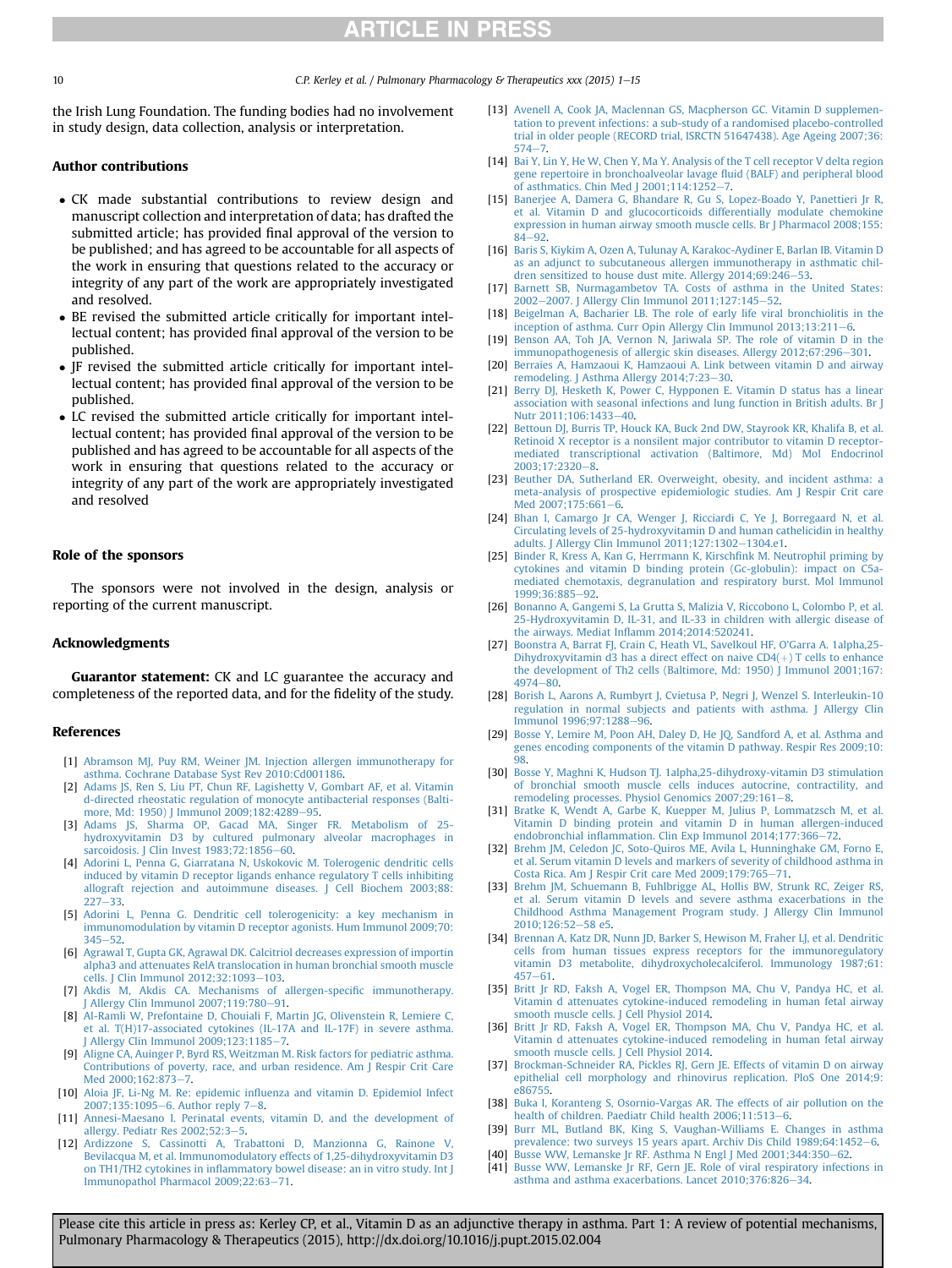the Irish Lung Foundation. The funding bodies had no involvement in study design, data collection, analysis or interpretation.

## Author contributions

- CK made substantial contributions to review design and manuscript collection and interpretation of data; has drafted the submitted article; has provided final approval of the version to be published; and has agreed to be accountable for all aspects of the work in ensuring that questions related to the accuracy or integrity of any part of the work are appropriately investigated and resolved.
- BE revised the submitted article critically for important intellectual content; has provided final approval of the version to be published.
- JF revised the submitted article critically for important intellectual content; has provided final approval of the version to be published.
- LC revised the submitted article critically for important intellectual content; has provided final approval of the version to be published and has agreed to be accountable for all aspects of the work in ensuring that questions related to the accuracy or integrity of any part of the work are appropriately investigated and resolved

## Role of the sponsors

The sponsors were not involved in the design, analysis or reporting of the current manuscript.

## Acknowledgments

**Guarantor statement:** CK and LC guarantee the accuracy and completeness of the reported data, and for the fidelity of the study.

## References

[1] Abramson MJ, Puy RM, Weiner JM. Injection allergen immunotherapy for asthma. Cochrane Database Syst Rev 2010:Cd001186.

[2] Adams JS, Ren S, Liu PT, Chun RF, Lagishetty V, Gombart AF, et al. Vitamin d-directed rheostatic regulation of monocyte antibacterial responses (Baltimore, Md: 1950) J Immunol 2009;182:4289–95.

[3] Adams JS, Sharma OP, Gacad MA, Singer FR. Metabolism of 25-hydroxyvitamin D3 by cultured pulmonary alveolar macrophages in sarcoidosis. J Clin Invest 1983;72:1856–60.

[4] Adorini L, Penna G, Giarratana N, Uskokovic M. Tolerogenic dendritic cells induced by vitamin D receptor ligands enhance regulatory T cells inhibiting allograft rejection and autoimmune diseases. J Cell Biochem 2003;88:227–33.

[5] Adorini L, Penna G. Dendritic cell tolerogenicity: a key mechanism in immunomodulation by vitamin D receptor agonists. Hum Immunol 2009;70:345–52.

[6] Agrawal T, Gupta GK, Agrawal DK. Calcitriol decreases expression of importin alpha3 and attenuates RelA translocation in human bronchial smooth muscle cells. J Clin Immunol 2012;32:1093–103.

[7] Akdis M, Akdis CA. Mechanisms of allergen-specific immunotherapy. J Allergy Clin Immunol 2007;119:780–91.

[8] Al-Ramli W, Prefontaine D, Chouiali F, Martin JG, Olivenstein R, Lemiere C, et al. T(H)17-associated cytokines (IL-17A and IL-17F) in severe asthma. J Allergy Clin Immunol 2009;123:1185–7.

[9] Aligne CA, Auinger P, Byrd RS, Weitzman M. Risk factors for pediatric asthma. Contributions of poverty, race, and urban residence. Am J Respir Crit Care Med 2000;162:873–7.

[10] Aloia JF, Li-Ng M. Re: epidemic influenza and vitamin D. Epidemiol Infect 2007;135:1095–6. Author reply 7–8.

[11] Annesi-Maesano I. Perinatal events, vitamin D, and the development of allergy. Pediatr Res 2002;52:3–5.

[12] Ardizzone S, Cassinotti A, Trabattoni D, Manzionna G, Rainone V, Bevilacqua M, et al. Immunomodulatory effects of 1,25-dihydroxyvitamin D3 on TH1/TH2 cytokines in inflammatory bowel disease: an in vitro study. Int J Immunopathol Pharmacol 2009;22:63–71.

[13] Avenell A, Cook JA, Maclennan GS, Macpherson GC. Vitamin D supplementation to prevent infections: a sub-study of a randomised placebo-controlled trial in older people (RECORD trial, ISRCTN 51647438). Age Ageing 2007;36:574–7.

[14] Bai Y, Lin Y, He W, Chen Y, Ma Y. Analysis of the T cell receptor V delta region gene repertoire in bronchoalveolar lavage fluid (BALF) and peripheral blood of asthmatics. Chin Med J 2001;114:1252–7.

[15] Banerjee A, Damera G, Bhandare R, Gu S, Lopez-Boado Y, Panettieri Jr R, et al. Vitamin D and glucocorticoids differentially modulate chemokine expression in human airway smooth muscle cells. Br J Pharmacol 2008;155:84–92.

[16] Baris S, Kiykim A, Ozen A, Tulunay A, Karakoc-Aydiner E, Barlan IB. Vitamin D as an adjunct to subcutaneous allergen immunotherapy in asthmatic children sensitized to house dust mite. Allergy 2014;69:246–53.

[17] Barnett SB, Nurmagambetov TA. Costs of asthma in the United States: 2002–2007. J Allergy Clin Immunol 2011;127:145–52.

[18] Beigelman A, Bacharier LB. The role of early life viral bronchiolitis in the inception of asthma. Curr Opin Allergy Clin Immunol 2013;13:211–6.

[19] Benson AA, Toh JA, Vernon N, Jariwala SP. The role of vitamin D in the immunopathogenesis of allergic skin diseases. Allergy 2012;67:296–301.

[20] Berraies A, Hamzaoui K, Hamzaoui A. Link between vitamin D and airway remodeling. J Asthma Allergy 2014;7:23–30.

[21] Berry DJ, Hesketh K, Power C, Hypponen E. Vitamin D status has a linear association with seasonal infections and lung function in British adults. Br J Nutr 2011;106:1433–40.

[22] Bettoun DJ, Burris TP, Houck KA, Buck 2nd DW, Stayrook KR, Khalifa B, et al. Retinoid X receptor is a nonsilent major contributor to vitamin D receptor-mediated transcriptional activation (Baltimore, Md) Mol Endocrinol 2003;17:2320–8.

[23] Beuther DA, Sutherland ER. Overweight, obesity, and incident asthma: a meta-analysis of prospective epidemiologic studies. Am J Respir Crit care Med 2007;175:661–6.

[24] Bhan I, Camargo Jr CA, Wenger J, Ricciardi C, Ye J, Borregaard N, et al. Circulating levels of 25-hydroxyvitamin D and human cathelicidin in healthy adults. J Allergy Clin Immunol 2011;127:1302–1304.e1.

[25] Binder R, Kress A, Kan G, Herrmann K, Kirschfink M. Neutrophil priming by cytokines and vitamin D binding protein (Gc-globulin): impact on C5a-mediated chemotaxis, degranulation and respiratory burst. Mol Immunol 1999;36:885–92.

[26] Bonanno A, Gangemi S, La Grutta S, Malizia V, Riccobono L, Colombo P, et al. 25-Hydroxyvitamin D, IL-31, and IL-33 in children with allergic disease of the airways. Mediat Inflamm 2014;2014:520241.

[27] Boonstra A, Barrat FJ, Crain C, Heath VL, Savelkoul HF, O'Garra A. 1alpha,25-Dihydroxyvitamin d3 has a direct effect on naive CD4(+) T cells to enhance the development of Th2 cells (Baltimore, Md: 1950) J Immunol 2001;167:4974–80.

[28] Borish L, Aarons A, Rumbyrt J, Cvietusa P, Negri J, Wenzel S. Interleukin-10 regulation in normal subjects and patients with asthma. J Allergy Clin Immunol 1996;97:1288–96.

[29] Bosse Y, Lemire M, Poon AH, Daley D, He JQ, Sandford A, et al. Asthma and genes encoding components of the vitamin D pathway. Respir Res 2009;10:98.

[30] Bosse Y, Maghni K, Hudson TJ. 1alpha,25-dihydroxy-vitamin D3 stimulation of bronchial smooth muscle cells induces autocrine, contractility, and remodeling processes. Physiol Genomics 2007;29:161–8.

[31] Bratke K, Wendt A, Garbe K, Kuepper M, Julius P, Lommatzsch M, et al. Vitamin D binding protein and vitamin D in human allergen-induced endobronchial inflammation. Clin Exp Immunol 2014;177:366–72.

[32] Brehm JM, Celedon JC, Soto-Quiros ME, Avila L, Hunninghake GM, Forno E, et al. Serum vitamin D levels and markers of severity of childhood asthma in Costa Rica. Am J Respir Crit care Med 2009;179:765–71.

[33] Brehm JM, Schuemann B, Fuhlbrigge AL, Hollis BW, Strunk RC, Zeiger RS, et al. Serum vitamin D levels and severe asthma exacerbations in the Childhood Asthma Management Program study. J Allergy Clin Immunol 2010;126:52–58 e5.

[34] Brennan A, Katz DR, Nunn JD, Barker S, Hewison M, Fraher LJ, et al. Dendritic cells from human tissues express receptors for the immunoregulatory vitamin D3 metabolite, dihydroxycholecalciferol. Immunology 1987;61:457–61.

[35] Britt Jr RD, Faksh A, Vogel ER, Thompson MA, Chu V, Pandya HC, et al. Vitamin d attenuates cytokine-induced remodeling in human fetal airway smooth muscle cells. J Cell Physiol 2014.

[36] Britt Jr RD, Faksh A, Vogel ER, Thompson MA, Chu V, Pandya HC, et al. Vitamin d attenuates cytokine-induced remodeling in human fetal airway smooth muscle cells. J Cell Physiol 2014.

[37] Brockman-Schneider RA, Pickles RJ, Gern JE. Effects of vitamin D on airway epithelial cell morphology and rhinovirus replication. PloS One 2014;9:e86755.

[38] Buka I, Koranteng S, Osornio-Vargas AR. The effects of air pollution on the health of children. Paediatr Child health 2006;11:513–6.

[39] Burr ML, Butland BK, King S, Vaughan-Williams E. Changes in asthma prevalence: two surveys 15 years apart. Archiv Dis Child 1989;64:1452–6.

[40] Busse WW, Lemanske Jr RF. Asthma N Engl J Med 2001;344:350–62.

[41] Busse WW, Lemanske Jr RF, Gern JE. Role of viral respiratory infections in asthma and asthma exacerbations. Lancet 2010;376:826–34.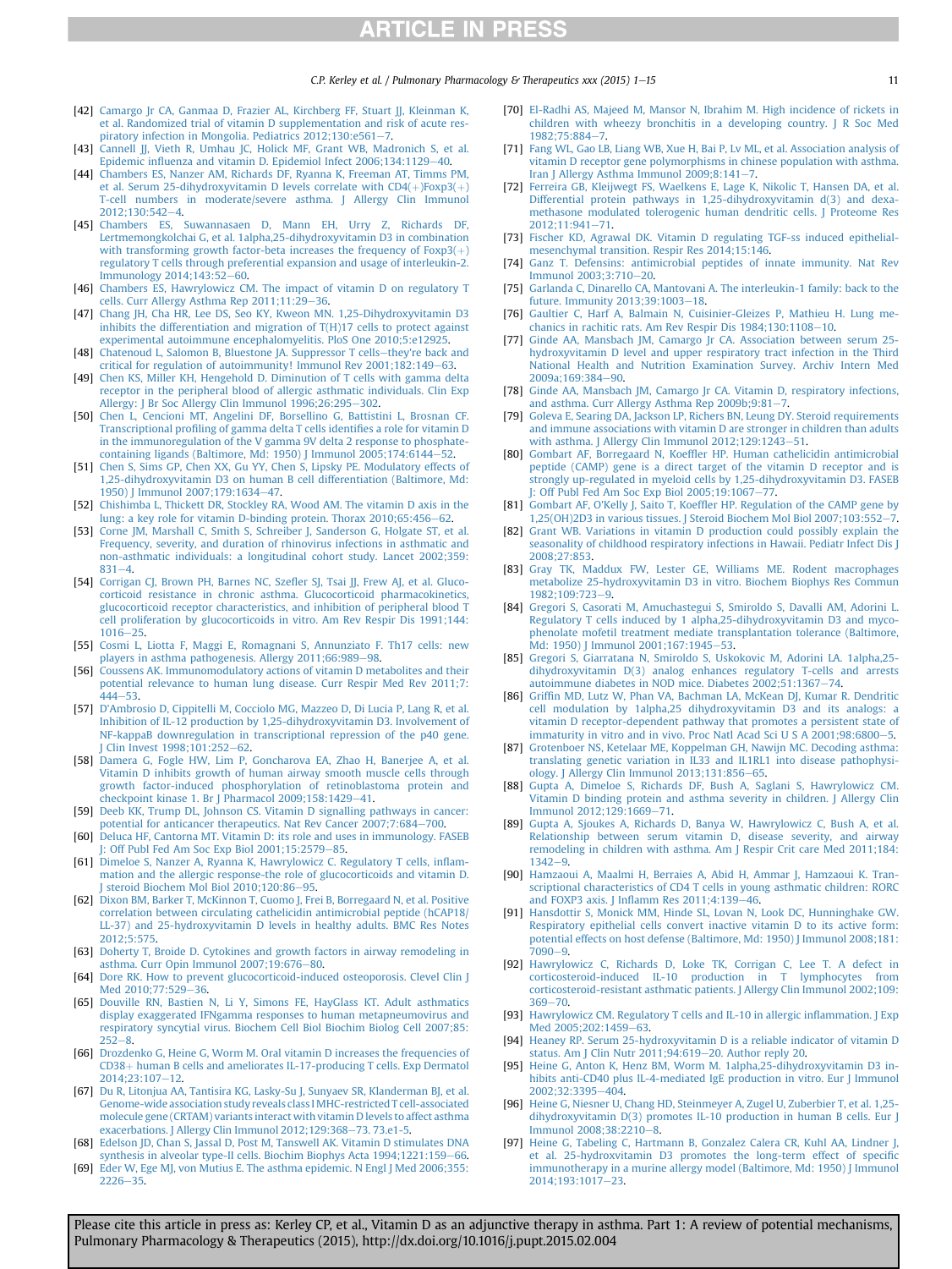[42] Camargo Jr CA, Ganmaa D, Frazier AL, Kirchberg FF, Stuart JJ, Kleinman K, et al. Randomized trial of vitamin D supplementation and risk of acute respiratory infection in Mongolia. Pediatrics 2012;130:e561–7.

[43] Cannell JJ, Vieth R, Umhau JC, Holick MF, Grant WB, Madronich S, et al. Epidemic influenza and vitamin D. Epidemiol Infect 2006;134:1129–40.

[44] Chambers ES, Nanzer AM, Richards DF, Ryanna K, Freeman AT, Timms PM, et al. Serum 25-dihydroxyvitamin D levels correlate with CD4(+)Foxp3(+) T-cell numbers in moderate/severe asthma. J Allergy Clin Immunol 2012;130:542–4.

[45] Chambers ES, Suwannasaen D, Mann EH, Urry Z, Richards DF, Lertmemongkolchai G, et al. 1alpha,25-dihydroxyvitamin D3 in combination with transforming growth factor-beta increases the frequency of Foxp3(+) regulatory T cells through preferential expansion and usage of interleukin-2. Immunology 2014;143:52–60.

[46] Chambers ES, Hawrylowicz CM. The impact of vitamin D on regulatory T cells. Curr Allergy Asthma Rep 2011;11:29–36.

[47] Chang JH, Cha HR, Lee DS, Seo KY, Kweon MN. 1,25-Dihydroxyvitamin D3 inhibits the differentiation and migration of T(H)17 cells to protect against experimental autoimmune encephalomyelitis. PloS One 2010;5:e12925.

[48] Chatenoud L, Salomon B, Bluestone JA. Suppressor T cells—they're back and critical for regulation of autoimmunity! Immunol Rev 2001;182:149–63.

[49] Chen KS, Miller KH, Hengehold D. Diminution of T cells with gamma delta receptor in the peripheral blood of allergic asthmatic individuals. Clin Exp Allergy: J Br Soc Allergy Clin Immunol 1996;26:295–302.

[50] Chen L, Cencioni MT, Angelini DF, Borsellino G, Battistini L, Brosnan CF. Transcriptional profiling of gamma delta T cells identifies a role for vitamin D in the immunoregulation of the V gamma 9V delta 2 response to phosphate-containing ligands (Baltimore, Md: 1950) J Immunol 2005;174:6144–52.

[51] Chen S, Sims GP, Chen XX, Gu YY, Chen S, Lipsky PE. Modulatory effects of 1,25-dihydroxyvitamin D3 on human B cell differentiation (Baltimore, Md: 1950) J Immunol 2007;179:1634–47.

[52] Chishimba L, Thickett DR, Stockley RA, Wood AM. The vitamin D axis in the lung: a key role for vitamin D-binding protein. Thorax 2010;65:456–62.

[53] Corne JM, Marshall C, Smith S, Schreiber J, Sanderson G, Holgate ST, et al. Frequency, severity, and duration of rhinovirus infections in asthmatic and non-asthmatic individuals: a longitudinal cohort study. Lancet 2002;359:831–4.

[54] Corrigan CJ, Brown PH, Barnes NC, Szefler SJ, Tsai JJ, Frew AJ, et al. Glucocorticoid resistance in chronic asthma. Glucocorticoid pharmacokinetics, glucocorticoid receptor characteristics, and inhibition of peripheral blood T cell proliferation by glucocorticoids in vitro. Am Rev Respir Dis 1991;144:1016–25.

[55] Cosmi L, Liotta F, Maggi E, Romagnani S, Annunziato F. Th17 cells: new players in asthma pathogenesis. Allergy 2011;66:989–98.

[56] Coussens AK. Immunomodulatory actions of vitamin D metabolites and their potential relevance to human lung disease. Curr Respir Med Rev 2011;7:444–53.

[57] D'Ambrosio D, Cippitelli M, Cocciolo MG, Mazzeo D, Di Lucia P, Lang R, et al. Inhibition of IL-12 production by 1,25-dihydroxyvitamin D3. Involvement of NF-kappaB downregulation in transcriptional repression of the p40 gene. J Clin Invest 1998;101:252–62.

[58] Damera G, Fogle HW, Lim P, Goncharova EA, Zhao H, Banerjee A, et al. Vitamin D inhibits growth of human airway smooth muscle cells through growth factor-induced phosphorylation of retinoblastoma protein and checkpoint kinase 1. Br J Pharmacol 2009;158:1429–41.

[59] Deeb KK, Trump DL, Johnson CS. Vitamin D signalling pathways in cancer: potential for anticancer therapeutics. Nat Rev Cancer 2007;7:684–700.

[60] Deluca HF, Cantorna MT. Vitamin D: its role and uses in immunology. FASEB J: Off Publ Fed Am Soc Exp Biol 2001;15:2579–85.

[61] Dimeloe S, Nanzer A, Ryanna K, Hawrylowicz C. Regulatory T cells, inflammation and the allergic response-the role of glucocorticoids and vitamin D. J steroid Biochem Mol Biol 2010;120:86–95.

[62] Dixon BM, Barker T, McKinnon T, Cuomo J, Frei B, Borregaard N, et al. Positive correlation between circulating cathelicidin antimicrobial peptide (hCAP18/LL-37) and 25-hydroxyvitamin D levels in healthy adults. BMC Res Notes 2012;5:575.

[63] Doherty T, Broide D. Cytokines and growth factors in airway remodeling in asthma. Curr Opin Immunol 2007;19:676–80.

[64] Dore RK. How to prevent glucocorticoid-induced osteoporosis. Clevel Clin J Med 2010;77:529–36.

[65] Douville RN, Bastien N, Li Y, Simons FE, HayGlass KT. Adult asthmatics display exaggerated IFNgamma responses to human metapneumovirus and respiratory syncytial virus. Biochem Cell Biol Biochim Biolog Cell 2007;85:252–8.

[66] Drozdenko G, Heine G, Worm M. Oral vitamin D increases the frequencies of CD38+ human B cells and ameliorates IL-17-producing T cells. Exp Dermatol 2014;23:107–12.

[67] Du R, Litonjua AA, Tantisira KG, Lasky-Su J, Sunyaev SR, Klanderman BJ, et al. Genome-wide association study reveals class I MHC-restricted T cell-associated molecule gene (CRTAM) variants interact with vitamin D levels to affect asthma exacerbations. J Allergy Clin Immunol 2012;129:368–73. 73.e1-5.

[68] Edelson JD, Chan S, Jassal D, Post M, Tanswell AK. Vitamin D stimulates DNA synthesis in alveolar type-II cells. Biochim Biophys Acta 1994;1221:159–66.

[69] Eder W, Ege MJ, von Mutius E. The asthma epidemic. N Engl J Med 2006;355:2226–35.

[70] El-Radhi AS, Majeed M, Mansor N, Ibrahim M. High incidence of rickets in children with wheezy bronchitis in a developing country. J R Soc Med 1982;75:884–7.

[71] Fang WL, Gao LB, Liang WB, Xue H, Bai P, Lv ML, et al. Association analysis of vitamin D receptor gene polymorphisms in chinese population with asthma. Iran J Allergy Asthma Immunol 2009;8:141–7.

[72] Ferreira GB, Kleijwegt FS, Waelkens E, Lage K, Nikolic T, Hansen DA, et al. Differential protein pathways in 1,25-dihydroxyvitamin d(3) and dexamethasone modulated tolerogenic human dendritic cells. J Proteome Res 2012;11:941–71.

[73] Fischer KD, Agrawal DK. Vitamin D regulating TGF-ss induced epithelial-mesenchymal transition. Respir Res 2014;15:146.

[74] Ganz T. Defensins: antimicrobial peptides of innate immunity. Nat Rev Immunol 2003;3:710–20.

[75] Garlanda C, Dinarello CA, Mantovani A. The interleukin-1 family: back to the future. Immunity 2013;39:1003–18.

[76] Gaultier C, Harf A, Balmain N, Cuisinier-Gleizes P, Mathieu H. Lung mechanics in rachitic rats. Am Rev Respir Dis 1984;130:1108–10.

[77] Ginde AA, Mansbach JM, Camargo Jr CA. Association between serum 25-hydroxyvitamin D level and upper respiratory tract infection in the Third National Health and Nutrition Examination Survey. Archiv Intern Med 2009a;169:384–90.

[78] Ginde AA, Mansbach JM, Camargo Jr CA. Vitamin D, respiratory infections, and asthma. Curr Allergy Asthma Rep 2009b;9:81–7.

[79] Goleva E, Searing DA, Jackson LP, Richers BN, Leung DY. Steroid requirements and immune associations with vitamin D are stronger in children than adults with asthma. J Allergy Clin Immunol 2012;129:1243–51.

[80] Gombart AF, Borregaard N, Koeffler HP. Human cathelicidin antimicrobial peptide (CAMP) gene is a direct target of the vitamin D receptor and is strongly up-regulated in myeloid cells by 1,25-dihydroxyvitamin D3. FASEB J: Off Publ Fed Am Soc Exp Biol 2005;19:1067–77.

[81] Gombart AF, O'Kelly J, Saito T, Koeffler HP. Regulation of the CAMP gene by 1,25(OH)2D3 in various tissues. J Steroid Biochem Mol Biol 2007;103:552–7.

[82] Grant WB. Variations in vitamin D production could possibly explain the seasonality of childhood respiratory infections in Hawaii. Pediatr Infect Dis J 2008;27:853.

[83] Gray TK, Maddux FW, Lester GE, Williams ME. Rodent macrophages metabolize 25-hydroxyvitamin D3 in vitro. Biochem Biophys Res Commun 1982;109:723–9.

[84] Gregori S, Casorati M, Amuchastegui S, Smiroldo S, Davalli AM, Adorini L. Regulatory T cells induced by 1 alpha,25-dihydroxyvitamin D3 and mycophenolate mofetil treatment mediate transplantation tolerance (Baltimore, Md: 1950) J Immunol 2001;167:1945–53.

[85] Gregori S, Giarratana N, Smiroldo S, Uskokovic M, Adorini LA. 1alpha,25-dihydroxyvitamin D(3) analog enhances regulatory T-cells and arrests autoimmune diabetes in NOD mice. Diabetes 2002;51:1367–74.

[86] Griffin MD, Lutz W, Phan VA, Bachman LA, McKean DJ, Kumar R. Dendritic cell modulation by 1alpha,25 dihydroxyvitamin D3 and its analogs: a vitamin D receptor-dependent pathway that promotes a persistent state of immaturity in vitro and in vivo. Proc Natl Acad Sci U S A 2001;98:6800–5.

[87] Grotenboer NS, Ketelaar ME, Koppelman GH, Nawijn MC. Decoding asthma: translating genetic variation in IL33 and IL1RL1 into disease pathophysiology. J Allergy Clin Immunol 2013;131:856–65.

[88] Gupta A, Dimeloe S, Richards DF, Bush A, Saglani S, Hawrylowicz CM. Vitamin D binding protein and asthma severity in children. J Allergy Clin Immunol 2012;129:1669–71.

[89] Gupta A, Sjoukes A, Richards D, Banya W, Hawrylowicz C, Bush A, et al. Relationship between serum vitamin D, disease severity, and airway remodeling in children with asthma. Am J Respir Crit care Med 2011;184:1342–9.

[90] Hamzaoui A, Maalmi H, Berraies A, Abid H, Ammar J, Hamzaoui K. Transcriptional characteristics of CD4 T cells in young asthmatic children: RORC and FOXP3 axis. J Inflamm Res 2011;4:139–46.

[91] Hansdottir S, Monick MM, Hinde SL, Lovan N, Look DC, Hunninghake GW. Respiratory epithelial cells convert inactive vitamin D to its active form: potential effects on host defense (Baltimore, Md: 1950) J Immunol 2008;181:7090–9.

[92] Hawrylowicz C, Richards D, Loke TK, Corrigan C, Lee T. A defect in corticosteroid-induced IL-10 production in T lymphocytes from corticosteroid-resistant asthmatic patients. J Allergy Clin Immunol 2002;109:369–70.

[93] Hawrylowicz CM. Regulatory T cells and IL-10 in allergic inflammation. J Exp Med 2005;202:1459–63.

[94] Heaney RP. Serum 25-hydroxyvitamin D is a reliable indicator of vitamin D status. Am J Clin Nutr 2011;94:619–20. Author reply 20.

[95] Heine G, Anton K, Henz BM, Worm M. 1alpha,25-dihydroxyvitamin D3 inhibits anti-CD40 plus IL-4-mediated IgE production in vitro. Eur J Immunol 2002;32:3395–404.

[96] Heine G, Niesner U, Chang HD, Steinmeyer A, Zugel U, Zuberbier T, et al. 1,25-dihydroxyvitamin D(3) promotes IL-10 production in human B cells. Eur J Immunol 2008;38:2210–8.

[97] Heine G, Tabeling C, Hartmann B, Gonzalez Calera CR, Kuhl AA, Lindner J, et al. 25-hydroxvitamin D3 promotes the long-term effect of specific immunotherapy in a murine allergy model (Baltimore, Md: 1950) J Immunol 2014;193:1017–23.

Please cite this article in press as: Kerley CP, et al., Vitamin D as an adjunctive therapy in asthma. Part 1: A review of potential mechanisms, Pulmonary Pharmacology & Therapeutics (2015), http://dx.doi.org/10.1016/j.pupt.2015.02.004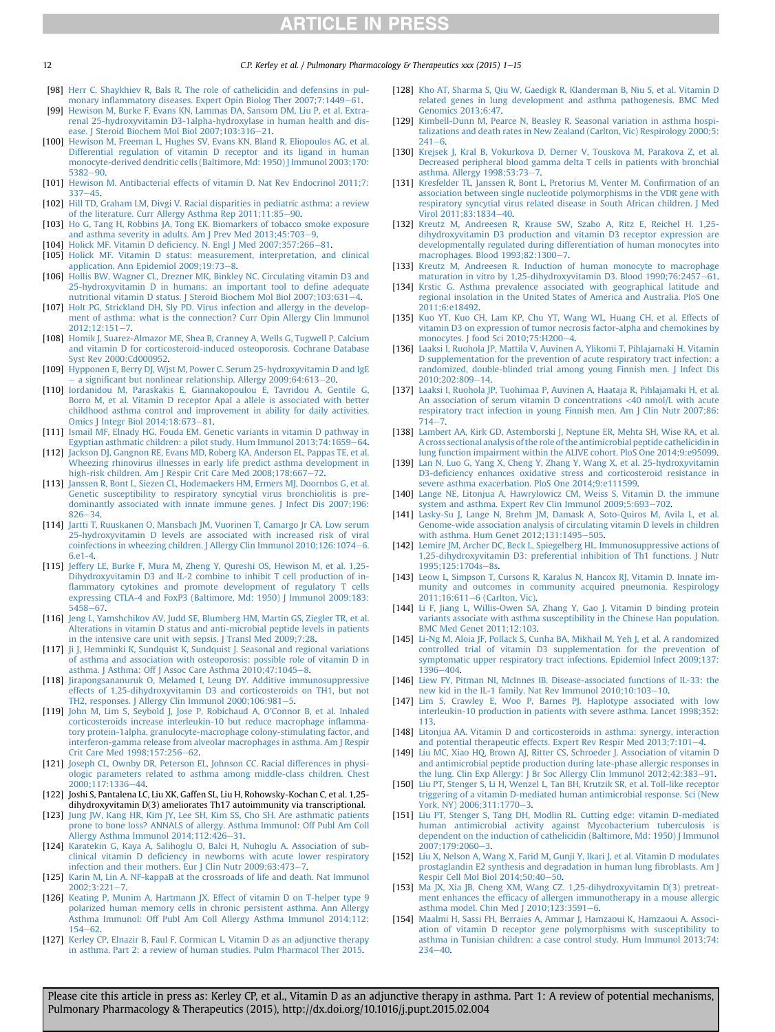[98] Herr C, Shaykhiev R, Bals R. The role of cathelicidin and defensins in pulmonary inflammatory diseases. Expert Opin Biolog Ther 2007;7:1449–61.

[99] Hewison M, Burke F, Evans KN, Lammas DA, Sansom DM, Liu P, et al. Extra-renal 25-hydroxyvitamin D3-1alpha-hydroxylase in human health and disease. J Steroid Biochem Mol Biol 2007;103:316–21.

[100] Hewison M, Freeman L, Hughes SV, Evans KN, Bland R, Eliopoulos AG, et al. Differential regulation of vitamin D receptor and its ligand in human monocyte-derived dendritic cells (Baltimore, Md: 1950) J Immunol 2003;170: 5382–90.

[101] Hewison M. Antibacterial effects of vitamin D. Nat Rev Endocrinol 2011;7: 337–45.

[102] Hill TD, Graham LM, Divgi V. Racial disparities in pediatric asthma: a review of the literature. Curr Allergy Asthma Rep 2011;11:85–90.

[103] Ho G, Tang H, Robbins JA, Tong EK. Biomarkers of tobacco smoke exposure and asthma severity in adults. Am J Prev Med 2013;45:703–9.

[104] Holick MF. Vitamin D deficiency. N. Engl J Med 2007;357:266–81.

[105] Holick MF. Vitamin D status: measurement, interpretation, and clinical application. Ann Epidemiol 2009;19:73–8.

[106] Hollis BW, Wagner CL, Drezner MK, Binkley NC. Circulating vitamin D3 and 25-hydroxyvitamin D in humans: an important tool to define adequate nutritional vitamin D status. J Steroid Biochem Mol Biol 2007;103:631–4.

[107] Holt PG, Strickland DH, Sly PD. Virus infection and allergy in the development of asthma: what is the connection? Curr Opin Allergy Clin Immunol 2012;12:151–7.

[108] Homik J, Suarez-Almazor ME, Shea B, Cranney A, Wells G, Tugwell P. Calcium and vitamin D for corticosteroid-induced osteoporosis. Cochrane Database Syst Rev 2000:Cd000952.

[109] Hypponen E, Berry DJ, Wjst M, Power C. Serum 25-hydroxyvitamin D and IgE – a significant but nonlinear relationship. Allergy 2009;64:613–20.

[110] Iordanidou M, Paraskakis E, Giannakopoulou E, Tavridou A, Gentile G, Borro M, et al. Vitamin D receptor ApaI a allele is associated with better childhood asthma control and improvement in ability for daily activities. Omics J Integr Biol 2014;18:673–81.

[111] Ismail MF, Elnady HG, Fouda EM. Genetic variants in vitamin D pathway in Egyptian asthmatic children: a pilot study. Hum Immunol 2013;74:1659–64.

[112] Jackson DJ, Gangnon RE, Evans MD, Roberg KA, Anderson EL, Pappas TE, et al. Wheezing rhinovirus illnesses in early life predict asthma development in high-risk children. Am J Respir Crit Care Med 2008;178:667–72.

[113] Janssen R, Bont L, Siezen CL, Hodemaekers HM, Ermers MJ, Doornbos G, et al. Genetic susceptibility to respiratory syncytial virus bronchiolitis is predominantly associated with innate immune genes. J Infect Dis 2007;196: 826–34.

[114] Jartti T, Ruuskanen O, Mansbach JM, Vuorinen T, Camargo Jr CA. Low serum 25-hydroxyvitamin D levels are associated with increased risk of viral coinfections in wheezing children. J Allergy Clin Immunol 2010;126:1074–6. 6.e1-4.

[115] Jeffery LE, Burke F, Mura M, Zheng Y, Qureshi OS, Hewison M, et al. 1,25-Dihydroxyvitamin D3 and IL-2 combine to inhibit T cell production of inflammatory cytokines and promote development of regulatory T cells expressing CTLA-4 and FoxP3 (Baltimore, Md: 1950) J Immunol 2009;183: 5458–67.

[116] Jeng L, Yamshchikov AV, Judd SE, Blumberg HM, Martin GS, Ziegler TR, et al. Alterations in vitamin D status and anti-microbial peptide levels in patients in the intensive care unit with sepsis. J Transl Med 2009;7:28.

[117] Ji J, Hemminki K, Sundquist K, Sundquist J. Seasonal and regional variations of asthma and association with osteoporosis: possible role of vitamin D in asthma. J Asthma: Off J Assoc Care Asthma 2010;47:1045–8.

[118] Jirapongsananuruk O, Melamed I, Leung DY. Additive immunosuppressive effects of 1,25-dihydroxyvitamin D3 and corticosteroids on TH1, but not TH2, responses. J Allergy Clin Immunol 2000;106:981–5.

[119] John M, Lim S, Seybold J, Jose P, Robichaud A, O'Connor B, et al. Inhaled corticosteroids increase interleukin-10 but reduce macrophage inflammatory protein-1alpha, granulocyte-macrophage colony-stimulating factor, and interferon-gamma release from alveolar macrophages in asthma. Am J Respir Crit Care Med 1998;157:256–62.

[121] Joseph CL, Ownby DR, Peterson EL, Johnson CC. Racial differences in physiologic parameters related to asthma among middle-class children. Chest 2000;117:1336–44.

[122] Joshi S, Pantalena LC, Liu XK, Gaffen SL, Liu H, Rohowsky-Kochan C, et al. 1,25-dihydroxyvitamin D(3) ameliorates Th17 autoimmunity via transcriptional.

[123] Jung JW, Kang HR, Kim JY, Lee SH, Kim SS, Cho SH. Are asthmatic patients prone to bone loss? ANNALS of allergy. Asthma Immunol: Off Publ Am Coll Allergy Asthma Immunol 2014;112:426–31.

[124] Karatekin G, Kaya A, Salihoglu O, Balci H, Nuhoglu A. Association of subclinical vitamin D deficiency in newborns with acute lower respiratory infection and their mothers. Eur J Clin Nutr 2009;63:473–7.

[125] Karin M, Lin A. NF-kappaB at the crossroads of life and death. Nat Immunol 2002;3:221–7.

[126] Keating P, Munim A, Hartmann JX. Effect of vitamin D on T-helper type 9 polarized human memory cells in chronic persistent asthma. Ann Allergy Asthma Immunol: Off Publ Am Coll Allergy Asthma Immunol 2014;112: 154–62.

[127] Kerley CP, Elnazir B, Faul F, Cormican L. Vitamin D as an adjunctive therapy in asthma. Part 2: a review of human studies. Pulm Pharmacol Ther 2015.

[128] Kho AT, Sharma S, Qiu W, Gaedigk R, Klanderman B, Niu S, et al. Vitamin D related genes in lung development and asthma pathogenesis. BMC Med Genomics 2013;6:47.

[129] Kimbell-Dunn M, Pearce N, Beasley R. Seasonal variation in asthma hospitalizations and death rates in New Zealand (Carlton, Vic) Respirology 2000;5: 241–6.

[130] Krejsek J, Kral B, Vokurkova D, Derner V, Touskova M, Parakova Z, et al. Decreased peripheral blood gamma delta T cells in patients with bronchial asthma. Allergy 1998;53:73–7.

[131] Kresfelder TL, Janssen R, Bont L, Pretorius M, Venter M. Confirmation of an association between single nucleotide polymorphisms in the VDR gene with respiratory syncytial virus related disease in South African children. J Med Virol 2011;83:1834–40.

[132] Kreutz M, Andreesen R, Krause SW, Szabo A, Ritz E, Reichel H. 1,25-dihydroxyvitamin D3 production and vitamin D3 receptor expression are developmentally regulated during differentiation of human monocytes into macrophages. Blood 1993;82:1300–7.

[133] Kreutz M, Andreesen R. Induction of human monocyte to macrophage maturation in vitro by 1,25-dihydroxyvitamin D3. Blood 1990;76:2457–61.

[134] Krstic G. Asthma prevalence associated with geographical latitude and regional insolation in the United States of America and Australia. PloS One 2011;6:e18492.

[135] Kuo YT, Kuo CH, Lam KP, Chu YT, Wang WL, Huang CH, et al. Effects of vitamin D3 on expression of tumor necrosis factor-alpha and chemokines by monocytes. J food Sci 2010;75:H200–4.

[136] Laaksi I, Ruohola JP, Mattila V, Auvinen A, Ylikomi T, Pihlajamaki H. Vitamin D supplementation for the prevention of acute respiratory tract infection: a randomized, double-blinded trial among young Finnish men. J Infect Dis 2010;202:809–14.

[137] Laaksi I, Ruohola JP, Tuohimaa P, Auvinen A, Haataja R, Pihlajamaki H, et al. An association of serum vitamin D concentrations <40 nmol/L with acute respiratory tract infection in young Finnish men. Am J Clin Nutr 2007;86: 714–7.

[138] Lambert AA, Kirk GD, Astemborski J, Neptune ER, Mehta SH, Wise RA, et al. A cross sectional analysis of the role of the antimicrobial peptide cathelicidin in lung function impairment within the ALIVE cohort. PloS One 2014;9:e95099.

[139] Lan N, Luo G, Yang X, Cheng Y, Zhang Y, Wang X, et al. 25-hydroxyvitamin D3-deficiency enhances oxidative stress and corticosteroid resistance in severe asthma exacerbation. PloS One 2014;9:e111599.

[140] Lange NE, Litonjua A, Hawrylowicz CM, Weiss S, Vitamin D. the immune system and asthma. Expert Rev Clin Immunol 2009;5:693–702.

[141] Lasky-Su J, Lange N, Brehm JM, Damask A, Soto-Quiros M, Avila L, et al. Genome-wide association analysis of circulating vitamin D levels in children with asthma. Hum Genet 2012;131:1495–505.

[142] Lemire JM, Archer DC, Beck L, Spiegelberg HL. Immunosuppressive actions of 1,25-dihydroxyvitamin D3: preferential inhibition of Th1 functions. J Nutr 1995;125:1704s–8s.

[143] Leow L, Simpson T, Cursons R, Karalus N, Hancox RJ, Vitamin D. Innate immunity and outcomes in community acquired pneumonia. Respirology 2011;16:611–6 (Carlton, Vic).

[144] Li F, Jiang L, Willis-Owen SA, Zhang Y, Gao J. Vitamin D binding protein variants associate with asthma susceptibility in the Chinese Han population. BMC Med Genet 2011;12:103.

[145] Li-Ng M, Aloia JF, Pollack S, Cunha BA, Mikhail M, Yeh J, et al. A randomized controlled trial of vitamin D3 supplementation for the prevention of symptomatic upper respiratory tract infections. Epidemiol Infect 2009;137: 1396–404.

[146] Liew FY, Pitman NI, McInnes IB. Disease-associated functions of IL-33: the new kid in the IL-1 family. Nat Rev Immunol 2010;10:103–10.

[147] Lim S, Crawley E, Woo P, Barnes PJ. Haplotype associated with low interleukin-10 production in patients with severe asthma. Lancet 1998;352: 113.

[148] Litonjua AA. Vitamin D and corticosteroids in asthma: synergy, interaction and potential therapeutic effects. Expert Rev Respir Med 2013;7:101–4.

[149] Liu MC, Xiao HQ, Brown AJ, Ritter CS, Schroeder J. Association of vitamin D and antimicrobial peptide production during late-phase allergic responses in the lung. Clin Exp Allergy: J Br Soc Allergy Clin Immunol 2012;42:383–91.

[150] Liu PT, Stenger S, Li H, Wenzel L, Tan BH, Krutzik SR, et al. Toll-like receptor triggering of a vitamin D-mediated human antimicrobial response. Sci (New York, NY) 2006;311:1770–3.

[151] Liu PT, Stenger S, Tang DH, Modlin RL. Cutting edge: vitamin D-mediated human antimicrobial activity against Mycobacterium tuberculosis is dependent on the induction of cathelicidin (Baltimore, Md: 1950) J Immunol 2007;179:2060–3.

[152] Liu X, Nelson A, Wang X, Farid M, Gunji Y, Ikari J, et al. Vitamin D modulates prostaglandin E2 synthesis and degradation in human lung fibroblasts. Am J Respir Cell Mol Biol 2014;50:40–50.

[153] Ma JX, Xia JB, Cheng XM, Wang CZ. 1,25-dihydroxyvitamin D(3) pretreatment enhances the efficacy of allergen immunotherapy in a mouse allergic asthma model. Chin Med J 2010;123:3591–6.

[154] Maalmi H, Sassi FH, Berraies A, Ammar J, Hamzaoui K, Hamzaoui A. Association of vitamin D receptor gene polymorphisms with susceptibility to asthma in Tunisian children: a case control study. Hum Immunol 2013;74: 234–40.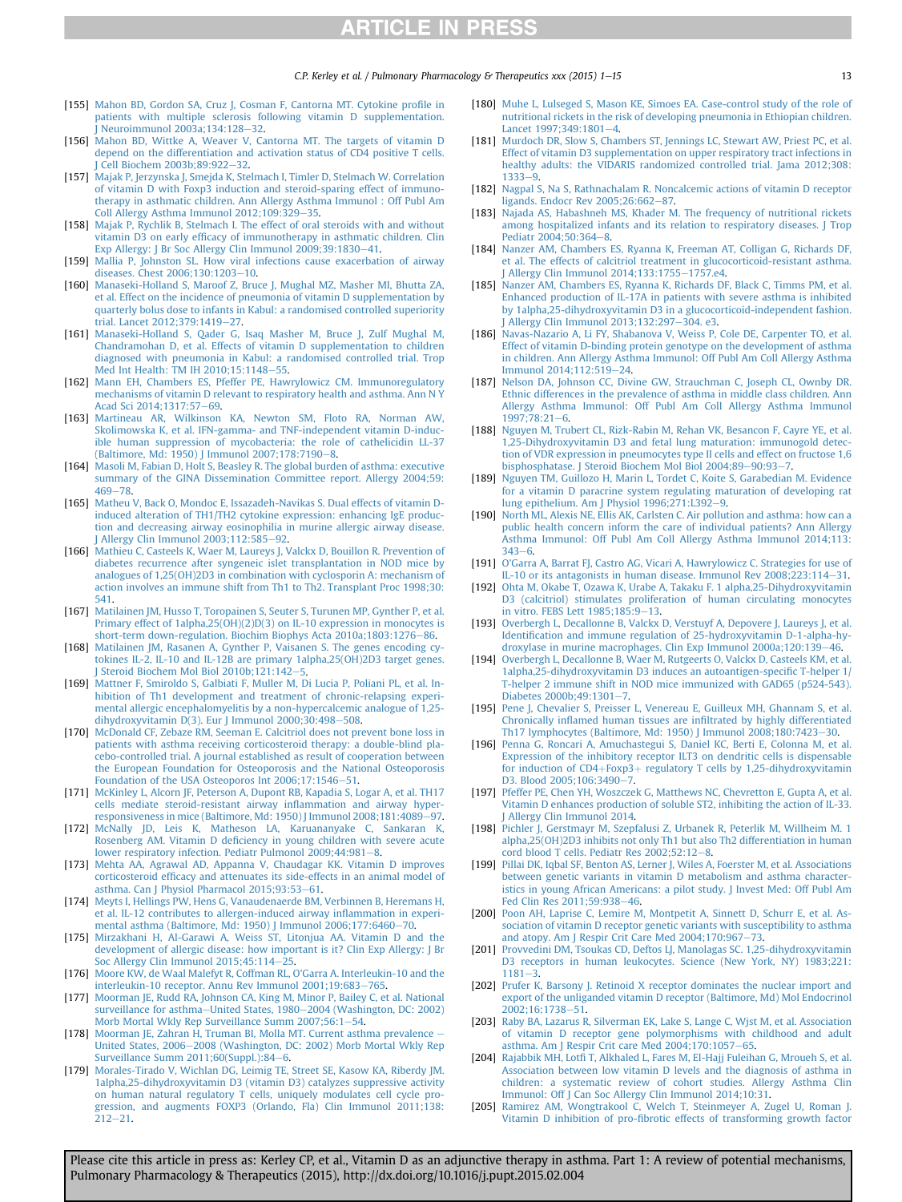[155] Mahon BD, Gordon SA, Cruz J, Cosman F, Cantorna MT. Cytokine profile in patients with multiple sclerosis following vitamin D supplementation. J Neuroimmunol 2003a;134:128–32.

[156] Mahon BD, Wittke A, Weaver V, Cantorna MT. The targets of vitamin D depend on the differentiation and activation status of CD4 positive T cells. J Cell Biochem 2003b;89:922–32.

[157] Majak P, Jerzynska J, Smejda K, Stelmach I, Timler D, Stelmach W. Correlation of vitamin D with Foxp3 induction and steroid-sparing effect of immunotherapy in asthmatic children. Ann Allergy Asthma Immunol : Off Publ Am Coll Allergy Asthma Immunol 2012;109:329–35.

[158] Majak P, Rychlik B, Stelmach I. The effect of oral steroids with and without vitamin D3 on early efficacy of immunotherapy in asthmatic children. Clin Exp Allergy: J Br Soc Allergy Clin Immunol 2009;39:1830–41.

[159] Mallia P, Johnston SL. How viral infections cause exacerbation of airway diseases. Chest 2006;130:1203–10.

[160] Manaseki-Holland S, Maroof Z, Bruce J, Mughal MZ, Masher MI, Bhutta ZA, et al. Effect on the incidence of pneumonia of vitamin D supplementation by quarterly bolus dose to infants in Kabul: a randomised controlled superiority trial. Lancet 2012;379:1419–27.

[161] Manaseki-Holland S, Qader G, Isaq Masher M, Bruce J, Zulf Mughal M, Chandramohan D, et al. Effects of vitamin D supplementation to children diagnosed with pneumonia in Kabul: a randomised controlled trial. Trop Med Int Health: TM IH 2010;15:1148–55.

[162] Mann EH, Chambers ES, Pfeffer PE, Hawrylowicz CM. Immunoregulatory mechanisms of vitamin D relevant to respiratory health and asthma. Ann N Y Acad Sci 2014;1317:57–69.

[163] Martineau AR, Wilkinson KA, Newton SM, Floto RA, Norman AW, Skolimowska K, et al. IFN-gamma- and TNF-independent vitamin D-inducible human suppression of mycobacteria: the role of cathelicidin LL-37 (Baltimore, Md: 1950) J Immunol 2007;178:7190–8.

[164] Masoli M, Fabian D, Holt S, Beasley R. The global burden of asthma: executive summary of the GINA Dissemination Committee report. Allergy 2004;59:469–78.

[165] Matheu V, Back O, Mondoc E, Issazadeh-Navikas S. Dual effects of vitamin D-induced alteration of TH1/TH2 cytokine expression: enhancing IgE production and decreasing airway eosinophilia in murine allergic airway disease. J Allergy Clin Immunol 2003;112:585–92.

[166] Mathieu C, Casteels K, Waer M, Laureys J, Valckx D, Bouillon R. Prevention of diabetes recurrence after syngeneic islet transplantation in NOD mice by analogues of 1,25(OH)2D3 in combination with cyclosporin A: mechanism of action involves an immune shift from Th1 to Th2. Transplant Proc 1998;30:541.

[167] Matilainen JM, Husso T, Toropainen S, Seuter S, Turunen MP, Gynther P, et al. Primary effect of 1alpha,25(OH)(2)D(3) on IL-10 expression in monocytes is short-term down-regulation. Biochim Biophys Acta 2010a;1803:1276–86.

[168] Matilainen JM, Rasanen A, Gynther P, Vaisanen S. The genes encoding cytokines IL-2, IL-10 and IL-12B are primary 1alpha,25(OH)2D3 target genes. J Steroid Biochem Mol Biol 2010b;121:142–5.

[169] Mattner F, Smiroldo S, Galbiati F, Muller M, Di Lucia P, Poliani PL, et al. Inhibition of Th1 development and treatment of chronic-relapsing experimental allergic encephalomyelitis by a non-hypercalcemic analogue of 1,25-dihydroxyvitamin D(3). Eur J Immunol 2000;30:498–508.

[170] McDonald CF, Zebaze RM, Seeman E. Calcitriol does not prevent bone loss in patients with asthma receiving corticosteroid therapy: a double-blind placebo-controlled trial. A journal established as result of cooperation between the European Foundation for Osteoporosis and the National Osteoporosis Foundation of the USA Osteoporos Int 2006;17:1546–51.

[171] McKinley L, Alcorn JF, Peterson A, Dupont RB, Kapadia S, Logar A, et al. TH17 cells mediate steroid-resistant airway inflammation and airway hyperresponsiveness in mice (Baltimore, Md: 1950) J Immunol 2008;181:4089–97.

[172] McNally JD, Leis K, Matheson LA, Karuananyake C, Sankaran K, Rosenberg AM. Vitamin D deficiency in young children with severe acute lower respiratory infection. Pediatr Pulmonol 2009;44:981–8.

[173] Mehta AA, Agrawal AD, Appanna V, Chaudagar KK. Vitamin D improves corticosteroid efficacy and attenuates its side-effects in an animal model of asthma. Can J Physiol Pharmacol 2015;93:53–61.

[174] Meyts I, Hellings PW, Hens G, Vanaudenaerde BM, Verbinnen B, Heremans H, et al. IL-12 contributes to allergen-induced airway inflammation in experimental asthma (Baltimore, Md: 1950) J Immunol 2006;177:6460–70.

[175] Mirzakhani H, Al-Garawi A, Weiss ST, Litonjua AA. Vitamin D and the development of allergic disease: how important is it? Clin Exp Allergy: J Br Soc Allergy Clin Immunol 2015;45:114–25.

[176] Moore KW, de Waal Malefyt R, Coffman RL, O'Garra A. Interleukin-10 and the interleukin-10 receptor. Annu Rev Immunol 2001;19:683–765.

[177] Moorman JE, Rudd RA, Johnson CA, King M, Minor P, Bailey C, et al. National surveillance for asthma—United States, 1980–2004 (Washington, DC: 2002) Morb Mortal Wkly Rep Surveillance Summ 2007;56:1–54.

[178] Moorman JE, Zahran H, Truman BI, Molla MT. Current asthma prevalence – United States, 2006–2008 (Washington, DC: 2002) Morb Mortal Wkly Rep Surveillance Summ 2011;60(Suppl.):84–6.

[179] Morales-Tirado V, Wichlan DG, Leimig TE, Street SE, Kasow KA, Riberdy JM. 1alpha,25-dihydroxyvitamin D3 (vitamin D3) catalyzes suppressive activity on human natural regulatory T cells, uniquely modulates cell cycle progression, and augments FOXP3 (Orlando, Fla) Clin Immunol 2011;138:212–21.

[180] Muhe L, Lulseged S, Mason KE, Simoes EA. Case-control study of the role of nutritional rickets in the risk of developing pneumonia in Ethiopian children. Lancet 1997;349:1801–4.

[181] Murdoch DR, Slow S, Chambers ST, Jennings LC, Stewart AW, Priest PC, et al. Effect of vitamin D3 supplementation on upper respiratory tract infections in healthy adults: the VIDARIS randomized controlled trial. Jama 2012;308:1333–9.

[182] Nagpal S, Na S, Rathnachalam R. Noncalcemic actions of vitamin D receptor ligands. Endocr Rev 2005;26:662–87.

[183] Najada AS, Habashneh MS, Khader M. The frequency of nutritional rickets among hospitalized infants and its relation to respiratory diseases. J Trop Pediatr 2004;50:364–8.

[184] Nanzer AM, Chambers ES, Ryanna K, Freeman AT, Colligan G, Richards DF, et al. The effects of calcitriol treatment in glucocorticoid-resistant asthma. J Allergy Clin Immunol 2014;133:1755–1757.e4.

[185] Nanzer AM, Chambers ES, Ryanna K, Richards DF, Black C, Timms PM, et al. Enhanced production of IL-17A in patients with severe asthma is inhibited by 1alpha,25-dihydroxyvitamin D3 in a glucocorticoid-independent fashion. J Allergy Clin Immunol 2013;132:297–304. e3.

[186] Navas-Nazario A, Li FY, Shabanova V, Weiss P, Cole DE, Carpenter TO, et al. Effect of vitamin D-binding protein genotype on the development of asthma in children. Ann Allergy Asthma Immunol: Off Publ Am Coll Allergy Asthma Immunol 2014;112:519–24.

[187] Nelson DA, Johnson CC, Divine GW, Strauchman C, Joseph CL, Ownby DR. Ethnic differences in the prevalence of asthma in middle class children. Ann Allergy Asthma Immunol: Off Publ Am Coll Allergy Asthma Immunol 1997;78:21–6.

[188] Nguyen M, Trubert CL, Rizk-Rabin M, Rehan VK, Besancon F, Cayre YE, et al. 1,25-Dihydroxyvitamin D3 and fetal lung maturation: immunogold detection of VDR expression in pneumocytes type II cells and effect on fructose 1,6 bisphosphatase. J Steroid Biochem Mol Biol 2004;89–90:93–7.

[189] Nguyen TM, Guillozo H, Marin L, Tordet C, Koite S, Garabedian M. Evidence for a vitamin D paracrine system regulating maturation of developing rat lung epithelium. Am J Physiol 1996;271:L392–9.

[190] North ML, Alexis NE, Ellis AK, Carlsten C. Air pollution and asthma: how can a public health concern inform the care of individual patients? Ann Allergy Asthma Immunol: Off Publ Am Coll Allergy Asthma Immunol 2014;113:343–6.

[191] O'Garra A, Barrat FJ, Castro AG, Vicari A, Hawrylowicz C. Strategies for use of IL-10 or its antagonists in human disease. Immunol Rev 2008;223:114–31.

[192] Ohta M, Okabe T, Ozawa K, Urabe A, Takaku F. 1 alpha,25-Dihydroxyvitamin D3 (calcitriol) stimulates proliferation of human circulating monocytes in vitro. FEBS Lett 1985;185:9–13.

[193] Overbergh L, Decallonne B, Valckx D, Verstuyf A, Depovere J, Laureys J, et al. Identification and immune regulation of 25-hydroxyvitamin D-1-alpha-hydroxylase in murine macrophages. Clin Exp Immunol 2000a;120:139–46.

[194] Overbergh L, Decallonne B, Waer M, Rutgeerts O, Valckx D, Casteels KM, et al. 1alpha,25-dihydroxyvitamin D3 induces an autoantigen-specific T-helper 1/T-helper 2 immune shift in NOD mice immunized with GAD65 (p524-543). Diabetes 2000b;49:1301–7.

[195] Pene J, Chevalier S, Preisser L, Venereau E, Guilleux MH, Ghannam S, et al. Chronically inflamed human tissues are infiltrated by highly differentiated Th17 lymphocytes (Baltimore, Md: 1950) J Immunol 2008;180:7423–30.

[196] Penna G, Roncari A, Amuchastegui S, Daniel KC, Berti E, Colonna M, et al. Expression of the inhibitory receptor ILT3 on dendritic cells is dispensable for induction of CD4+Foxp3+ regulatory T cells by 1,25-dihydroxyvitamin D3. Blood 2005;106:3490–7.

[197] Pfeffer PE, Chen YH, Woszczek G, Matthews NC, Chevretton E, Gupta A, et al. Vitamin D enhances production of soluble ST2, inhibiting the action of IL-33. J Allergy Clin Immunol 2014.

[198] Pichler J, Gerstmayr M, Szepfalusi Z, Urbanek R, Peterlik M, Willheim M. 1 alpha,25(OH)2D3 inhibits not only Th1 but also Th2 differentiation in human cord blood T cells. Pediatr Res 2002;52:12–8.

[199] Pillai DK, Iqbal SF, Benton AS, Lerner J, Wiles A, Foerster M, et al. Associations between genetic variants in vitamin D metabolism and asthma characteristics in young African Americans: a pilot study. J Invest Med: Off Publ Am Fed Clin Res 2011;59:938–46.

[200] Poon AH, Laprise C, Lemire M, Montpetit A, Sinnett D, Schurr E, et al. Association of vitamin D receptor genetic variants with susceptibility to asthma and atopy. Am J Respir Crit Care Med 2004;170:967–73.

[201] Provvedini DM, Tsoukas CD, Deftos LJ, Manolagas SC. 1,25-dihydroxyvitamin D3 receptors in human leukocytes. Science (New York, NY) 1983;221:1181–3.

[202] Prufer K, Barsony J. Retinoid X receptor dominates the nuclear import and export of the unliganded vitamin D receptor (Baltimore, Md) Mol Endocrinol 2002;16:1738–51.

[203] Raby BA, Lazarus R, Silverman EK, Lake S, Lange C, Wjst M, et al. Association of vitamin D receptor gene polymorphisms with childhood and adult asthma. Am J Respir Crit care Med 2004;170:1057–65.

[204] Rajabbik MH, Lotfi T, Alkhaled L, Fares M, El-Hajj Fuleihan G, Mroueh S, et al. Association between low vitamin D levels and the diagnosis of asthma in children: a systematic review of cohort studies. Allergy Asthma Clin Immunol: Off J Can Soc Allergy Clin Immunol 2014;10:31.

[205] Ramirez AM, Wongtrakool C, Welch T, Steinmeyer A, Zugel U, Roman J. Vitamin D inhibition of pro-fibrotic effects of transforming growth factor

Please cite this article in press as: Kerley CP, et al., Vitamin D as an adjunctive therapy in asthma. Part 1: A review of potential mechanisms, Pulmonary Pharmacology & Therapeutics (2015), http://dx.doi.org/10.1016/j.pupt.2015.02.004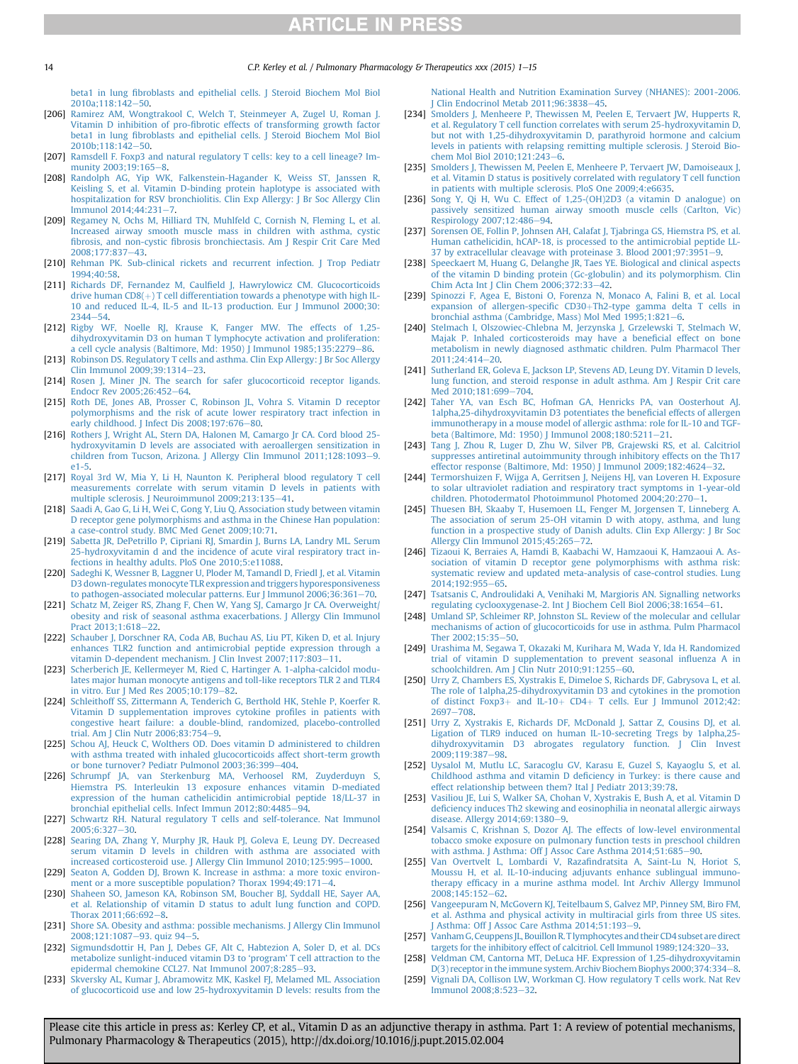beta1 in lung fibroblasts and epithelial cells. J Steroid Biochem Mol Biol 2010a;118:142–50.

[206] Ramirez AM, Wongtrakool C, Welch T, Steinmeyer A, Zugel U, Roman J. Vitamin D inhibition of pro-fibrotic effects of transforming growth factor beta1 in lung fibroblasts and epithelial cells. J Steroid Biochem Mol Biol 2010b;118:142–50.

[207] Ramsdell F. Foxp3 and natural regulatory T cells: key to a cell lineage? Immunity 2003;19:165–8.

[208] Randolph AG, Yip WK, Falkenstein-Hagander K, Weiss ST, Janssen R, Keisling S, et al. Vitamin D-binding protein haplotype is associated with hospitalization for RSV bronchiolitis. Clin Exp Allergy: J Br Soc Allergy Clin Immunol 2014;44:231–7.

[209] Regamey N, Ochs M, Hilliard TN, Muhlfeld C, Cornish N, Fleming L, et al. Increased airway smooth muscle mass in children with asthma, cystic fibrosis, and non-cystic fibrosis bronchiectasis. Am J Respir Crit Care Med 2008;177:837–43.

[210] Rehman PK. Sub-clinical rickets and recurrent infection. J Trop Pediatr 1994;40:58.

[211] Richards DF, Fernandez M, Caulfield J, Hawrylowicz CM. Glucocorticoids drive human CD8(+) T cell differentiation towards a phenotype with high IL-10 and reduced IL-4, IL-5 and IL-13 production. Eur J Immunol 2000;30:2344–54.

[212] Rigby WF, Noelle RJ, Krause K, Fanger MW. The effects of 1,25-dihydroxyvitamin D3 on human T lymphocyte activation and proliferation: a cell cycle analysis (Baltimore, Md: 1950) J Immunol 1985;135:2279–86.

[213] Robinson DS. Regulatory T cells and asthma. Clin Exp Allergy: J Br Soc Allergy Clin Immunol 2009;39:1314–23.

[214] Rosen J, Miner JN. The search for safer glucocorticoid receptor ligands. Endocr Rev 2005;26:452–64.

[215] Roth DE, Jones AB, Prosser C, Robinson JL, Vohra S. Vitamin D receptor polymorphisms and the risk of acute lower respiratory tract infection in early childhood. J Infect Dis 2008;197:676–80.

[216] Rothers J, Wright AL, Stern DA, Halonen M, Camargo Jr CA. Cord blood 25-hydroxyvitamin D levels are associated with aeroallergen sensitization in children from Tucson, Arizona. J Allergy Clin Immunol 2011;128:1093–9. e1-5.

[217] Royal 3rd W, Mia Y, Li H, Naunton K. Peripheral blood regulatory T cell measurements correlate with serum vitamin D levels in patients with multiple sclerosis. J Neuroimmunol 2009;213:135–41.

[218] Saadi A, Gao G, Li H, Wei C, Gong Y, Liu Q. Association study between vitamin D receptor gene polymorphisms and asthma in the Chinese Han population: a case-control study. BMC Med Genet 2009;10:71.

[219] Sabetta JR, DePetrillo P, Cipriani RJ, Smardin J, Burns LA, Landry ML. Serum 25-hydroxyvitamin d and the incidence of acute viral respiratory tract infections in healthy adults. PloS One 2010;5:e11088.

[220] Sadeghi K, Wessner B, Laggner U, Ploder M, Tamandl D, Friedl J, et al. Vitamin D3 down-regulates monocyte TLR expression and triggers hyporesponsiveness to pathogen-associated molecular patterns. Eur J Immunol 2006;36:361–70.

[221] Schatz M, Zeiger RS, Zhang F, Chen W, Yang SJ, Camargo Jr CA. Overweight/obesity and risk of seasonal asthma exacerbations. J Allergy Clin Immunol Pract 2013;1:618–22.

[222] Schauber J, Dorschner RA, Coda AB, Buchau AS, Liu PT, Kiken D, et al. Injury enhances TLR2 function and antimicrobial peptide expression through a vitamin D-dependent mechanism. J Clin Invest 2007;117:803–11.

[223] Scherberich JE, Kellermeyer M, Ried C, Hartinger A. 1-alpha-calcidol modulates major human monocyte antigens and toll-like receptors TLR 2 and TLR4 in vitro. Eur J Med Res 2005;10:179–82.

[224] Schleithoff SS, Zittermann A, Tenderich G, Berthold HK, Stehle P, Koerfer R. Vitamin D supplementation improves cytokine profiles in patients with congestive heart failure: a double-blind, randomized, placebo-controlled trial. Am J Clin Nutr 2006;83:754–9.

[225] Schou AJ, Heuck C, Wolthers OD. Does vitamin D administered to children with asthma treated with inhaled glucocorticoids affect short-term growth or bone turnover? Pediatr Pulmonol 2003;36:399–404.

[226] Schrumpf JA, van Sterkenburg MA, Verhoosel RM, Zuyderduyn S, Hiemstra PS. Interleukin 13 exposure enhances vitamin D-mediated expression of the human cathelicidin antimicrobial peptide 18/LL-37 in bronchial epithelial cells. Infect Immun 2012;80:4485–94.

[227] Schwartz RH. Natural regulatory T cells and self-tolerance. Nat Immunol 2005;6:327–30.

[228] Searing DA, Zhang Y, Murphy JR, Hauk PJ, Goleva E, Leung DY. Decreased serum vitamin D levels in children with asthma are associated with increased corticosteroid use. J Allergy Clin Immunol 2010;125:995–1000.

[229] Seaton A, Godden DJ, Brown K. Increase in asthma: a more toxic environment or a more susceptible population? Thorax 1994;49:171–4.

[230] Shaheen SO, Jameson KA, Robinson SM, Boucher BJ, Syddall HE, Sayer AA, et al. Relationship of vitamin D status to adult lung function and COPD. Thorax 2011;66:692–8.

[231] Shore SA. Obesity and asthma: possible mechanisms. J Allergy Clin Immunol 2008;121:1087–93. quiz 94–5.

[232] Sigmundsdottir H, Pan J, Debes GF, Alt C, Habtezion A, Soler D, et al. DCs metabolize sunlight-induced vitamin D3 to 'program' T cell attraction to the epidermal chemokine CCL27. Nat Immunol 2007;8:285–93.

[233] Skversky AL, Kumar J, Abramowitz MK, Kaskel FJ, Melamed ML. Association of glucocorticoid use and low 25-hydroxyvitamin D levels: results from the National Health and Nutrition Examination Survey (NHANES): 2001-2006. J Clin Endocrinol Metab 2011;96:3838–45.

[234] Smolders J, Menheere P, Thewissen M, Peelen E, Tervaert JW, Hupperts R, et al. Regulatory T cell function correlates with serum 25-hydroxyvitamin D, but not with 1,25-dihydroxyvitamin D, parathyroid hormone and calcium levels in patients with relapsing remitting multiple sclerosis. J Steroid Biochem Mol Biol 2010;121:243–6.

[235] Smolders J, Thewissen M, Peelen E, Menheere P, Tervaert JW, Damoiseaux J, et al. Vitamin D status is positively correlated with regulatory T cell function in patients with multiple sclerosis. PloS One 2009;4:e6635.

[236] Song Y, Qi H, Wu C. Effect of 1,25-(OH)2D3 (a vitamin D analogue) on passively sensitized human airway smooth muscle cells (Carlton, Vic) Respirology 2007;12:486–94.

[237] Sorensen OE, Follin P, Johnsen AH, Calafat J, Tjabringa GS, Hiemstra PS, et al. Human cathelicidin, hCAP-18, is processed to the antimicrobial peptide LL-37 by extracellular cleavage with proteinase 3. Blood 2001;97:3951–9.

[238] Speeckaert M, Huang G, Delanghe JR, Taes YE. Biological and clinical aspects of the vitamin D binding protein (Gc-globulin) and its polymorphism. Clin Chim Acta Int J Clin Chem 2006;372:33–42.

[239] Spinozzi F, Agea E, Bistoni O, Forenza N, Monaco A, Falini B, et al. Local expansion of allergen-specific CD30+Th2-type gamma delta T cells in bronchial asthma (Cambridge, Mass) Mol Med 1995;1:821–6.

[240] Stelmach I, Olszowiec-Chlebna M, Jerzynska J, Grzelewski T, Stelmach W, Majak P. Inhaled corticosteroids may have a beneficial effect on bone metabolism in newly diagnosed asthmatic children. Pulm Pharmacol Ther 2011;24:414–20.

[241] Sutherland ER, Goleva E, Jackson LP, Stevens AD, Leung DY. Vitamin D levels, lung function, and steroid response in adult asthma. Am J Respir Crit Care Med 2010;181:699–704.

[242] Taher YA, van Esch BC, Hofman GA, Henricks PA, van Oosterhout AJ. 1alpha,25-dihydroxyvitamin D3 potentiates the beneficial effects of allergen immunotherapy in a mouse model of allergic asthma: role for IL-10 and TGF-beta (Baltimore, Md: 1950) J Immunol 2008;180:5211–21.

[243] Tang J, Zhou R, Luger D, Zhu W, Silver PB, Grajewski RS, et al. Calcitriol suppresses antiretinal autoimmunity through inhibitory effects on the Th17 effector response (Baltimore, Md: 1950) J Immunol 2009;182:4624–32.

[244] Termorshuizen F, Wijga A, Gerritsen J, Neijens HJ, van Loveren H. Exposure to solar ultraviolet radiation and respiratory tract symptoms in 1-year-old children. Photodermatol Photoimmunol Photomed 2004;20:270–1.

[245] Thuesen BH, Skaaby T, Husemoen LL, Fenger M, Jorgensen T, Linneberg A. The association of serum 25-OH vitamin D with atopy, asthma, and lung function in a prospective study of Danish adults. Clin Exp Allergy: J Br Soc Allergy Clin Immunol 2015;45:265–72.

[246] Tizaoui K, Berraies A, Hamdi B, Kaabachi W, Hamzaoui K, Hamzaoui A. Association of vitamin D receptor gene polymorphisms with asthma risk: systematic review and updated meta-analysis of case-control studies. Lung 2014;192:955–65.

[247] Tsatsanis C, Androulidaki A, Venihaki M, Margioris AN. Signalling networks regulating cyclooxygenase-2. Int J Biochem Cell Biol 2006;38:1654–61.

[248] Umland SP, Schleimer RP, Johnston SL. Review of the molecular and cellular mechanisms of action of glucocorticoids for use in asthma. Pulm Pharmacol Ther 2002;15:35–50.

[249] Urashima M, Segawa T, Okazaki M, Kurihara M, Wada Y, Ida H. Randomized trial of vitamin D supplementation to prevent seasonal influenza A in schoolchildren. Am J Clin Nutr 2010;91:1255–60.

[250] Urry Z, Chambers ES, Xystrakis E, Dimeloe S, Richards DF, Gabrysova L, et al. The role of 1alpha,25-dihydroxyvitamin D3 and cytokines in the promotion of distinct Foxp3+ and IL-10+ CD4+ T cells. Eur J Immunol 2012;42:2697–708.

[251] Urry Z, Xystrakis E, Richards DF, McDonald J, Sattar Z, Cousins DJ, et al. Ligation of TLR9 induced on human IL-10-secreting Tregs by 1alpha,25-dihydroxyvitamin D3 abrogates regulatory function. J Clin Invest 2009;119:387–98.

[252] Uysalol M, Mutlu LC, Saracoglu GV, Karasu E, Guzel S, Kayaoglu S, et al. Childhood asthma and vitamin D deficiency in Turkey: is there cause and effect relationship between them? Ital J Pediatr 2013;39:78.

[253] Vasiliou JE, Lui S, Walker SA, Chohan V, Xystrakis E, Bush A, et al. Vitamin D deficiency induces Th2 skewing and eosinophilia in neonatal allergic airways disease. Allergy 2014;69:1380–9.

[254] Valsamis C, Krishnan S, Dozor AJ. The effects of low-level environmental tobacco smoke exposure on pulmonary function tests in preschool children with asthma. J Asthma: Off J Assoc Care Asthma 2014;51:685–90.

[255] Van Overtvelt L, Lombardi V, Razafindratsita A, Saint-Lu N, Horiot S, Moussu H, et al. IL-10-inducing adjuvants enhance sublingual immunotherapy efficacy in a murine asthma model. Int Archiv Allergy Immunol 2008;145:152–62.

[256] Vangeepuram N, McGovern KJ, Teitelbaum S, Galvez MP, Pinney SM, Biro FM, et al. Asthma and physical activity in multiracial girls from three US sites. J Asthma: Off J Assoc Care Asthma 2014;51:193–9.

[257] Vanham G, Ceuppens JL, Bouillon R. T lymphocytes and their CD4 subset are direct targets for the inhibitory effect of calcitriol. Cell Immunol 1989;124:320–33.

[258] Veldman CM, Cantorna MT, DeLuca HF. Expression of 1,25-dihydroxyvitamin D(3) receptor in the immune system. Archiv Biochem Biophys 2000;374:334–8.

[259] Vignali DA, Collison LW, Workman CJ. How regulatory T cells work. Nat Rev Immunol 2008;8:523–32.

Please cite this article in press as: Kerley CP, et al., Vitamin D as an adjunctive therapy in asthma. Part 1: A review of potential mechanisms, Pulmonary Pharmacology & Therapeutics (2015), http://dx.doi.org/10.1016/j.pupt.2015.02.004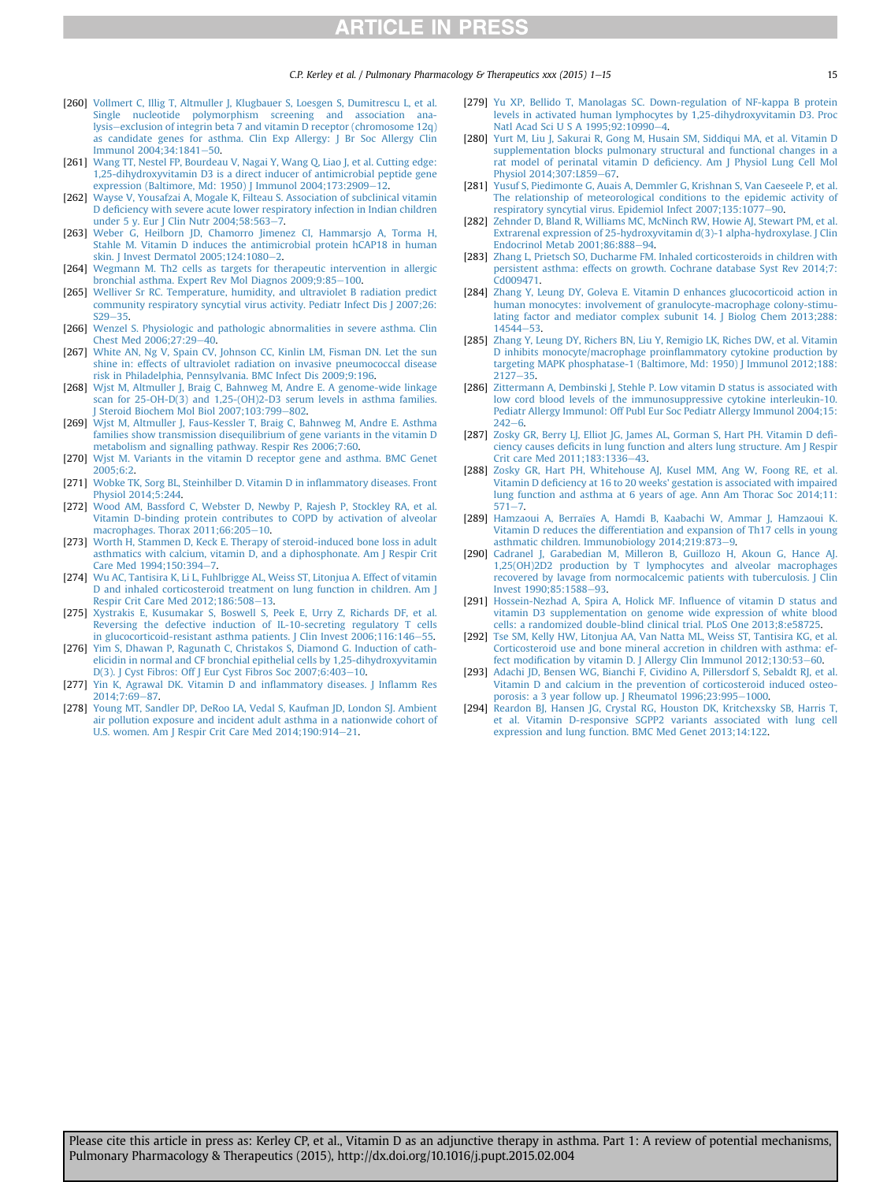[260] Vollmert C, Illig T, Altmuller J, Klugbauer S, Loesgen S, Dumitrescu L, et al. Single nucleotide polymorphism screening and association analysis—exclusion of integrin beta 7 and vitamin D receptor (chromosome 12q) as candidate genes for asthma. Clin Exp Allergy: J Br Soc Allergy Clin Immunol 2004;34:1841–50.

[261] Wang TT, Nestel FP, Bourdeau V, Nagai Y, Wang Q, Liao J, et al. Cutting edge: 1,25-dihydroxyvitamin D3 is a direct inducer of antimicrobial peptide gene expression (Baltimore, Md: 1950) J Immunol 2004;173:2909–12.

[262] Wayse V, Yousafzai A, Mogale K, Filteau S. Association of subclinical vitamin D deficiency with severe acute lower respiratory infection in Indian children under 5 y. Eur J Clin Nutr 2004;58:563–7.

[263] Weber G, Heilborn JD, Chamorro Jimenez CI, Hammarsjo A, Torma H, Stahle M. Vitamin D induces the antimicrobial protein hCAP18 in human skin. J Invest Dermatol 2005;124:1080–2.

[264] Wegmann M. Th2 cells as targets for therapeutic intervention in allergic bronchial asthma. Expert Rev Mol Diagnos 2009;9:85–100.

[265] Welliver Sr RC. Temperature, humidity, and ultraviolet B radiation predict community respiratory syncytial virus activity. Pediatr Infect Dis J 2007;26:S29–35.

[266] Wenzel S. Physiologic and pathologic abnormalities in severe asthma. Clin Chest Med 2006;27:29–40.

[267] White AN, Ng V, Spain CV, Johnson CC, Kinlin LM, Fisman DN. Let the sun shine in: effects of ultraviolet radiation on invasive pneumococcal disease risk in Philadelphia, Pennsylvania. BMC Infect Dis 2009;9:196.

[268] Wjst M, Altmuller J, Braig C, Bahnweg M, Andre E. A genome-wide linkage scan for 25-OH-D(3) and 1,25-(OH)2-D3 serum levels in asthma families. J Steroid Biochem Mol Biol 2007;103:799–802.

[269] Wjst M, Altmuller J, Faus-Kessler T, Braig C, Bahnweg M, Andre E. Asthma families show transmission disequilibrium of gene variants in the vitamin D metabolism and signalling pathway. Respir Res 2006;7:60.

[270] Wjst M. Variants in the vitamin D receptor gene and asthma. BMC Genet 2005;6:2.

[271] Wobke TK, Sorg BL, Steinhilber D. Vitamin D in inflammatory diseases. Front Physiol 2014;5:244.

[272] Wood AM, Bassford C, Webster D, Newby P, Rajesh P, Stockley RA, et al. Vitamin D-binding protein contributes to COPD by activation of alveolar macrophages. Thorax 2011;66:205–10.

[273] Worth H, Stammen D, Keck E. Therapy of steroid-induced bone loss in adult asthmatics with calcium, vitamin D, and a diphosphonate. Am J Respir Crit Care Med 1994;150:394–7.

[274] Wu AC, Tantisira K, Li L, Fuhlbrigge AL, Weiss ST, Litonjua A. Effect of vitamin D and inhaled corticosteroid treatment on lung function in children. Am J Respir Crit Care Med 2012;186:508–13.

[275] Xystrakis E, Kusumakar S, Boswell S, Peek E, Urry Z, Richards DF, et al. Reversing the defective induction of IL-10-secreting regulatory T cells in glucocorticoid-resistant asthma patients. J Clin Invest 2006;116:146–55.

[276] Yim S, Dhawan P, Ragunath C, Christakos S, Diamond G. Induction of cathelicidin in normal and CF bronchial epithelial cells by 1,25-dihydroxyvitamin D(3). J Cyst Fibros: Off J Eur Cyst Fibros Soc 2007;6:403–10.

[277] Yin K, Agrawal DK. Vitamin D and inflammatory diseases. J Inflamm Res 2014;7:69–87.

[278] Young MT, Sandler DP, DeRoo LA, Vedal S, Kaufman JD, London SJ. Ambient air pollution exposure and incident adult asthma in a nationwide cohort of U.S. women. Am J Respir Crit Care Med 2014;190:914–21.

[279] Yu XP, Bellido T, Manolagas SC. Down-regulation of NF-kappa B protein levels in activated human lymphocytes by 1,25-dihydroxyvitamin D3. Proc Natl Acad Sci U S A 1995;92:10990–4.

[280] Yurt M, Liu J, Sakurai R, Gong M, Husain SM, Siddiqui MA, et al. Vitamin D supplementation blocks pulmonary structural and functional changes in a rat model of perinatal vitamin D deficiency. Am J Physiol Lung Cell Mol Physiol 2014;307:L859–67.

[281] Yusuf S, Piedimonte G, Auais A, Demmler G, Krishnan S, Van Caeseele P, et al. The relationship of meteorological conditions to the epidemic activity of respiratory syncytial virus. Epidemiol Infect 2007;135:1077–90.

[282] Zehnder D, Bland R, Williams MC, McNinch RW, Howie AJ, Stewart PM, et al. Extrarenal expression of 25-hydroxyvitamin d(3)-1 alpha-hydroxylase. J Clin Endocrinol Metab 2001;86:888–94.

[283] Zhang L, Prietsch SO, Ducharme FM. Inhaled corticosteroids in children with persistent asthma: effects on growth. Cochrane database Syst Rev 2014;7:Cd009471.

[284] Zhang Y, Leung DY, Goleva E. Vitamin D enhances glucocorticoid action in human monocytes: involvement of granulocyte-macrophage colony-stimulating factor and mediator complex subunit 14. J Biolog Chem 2013;288:14544–53.

[285] Zhang Y, Leung DY, Richers BN, Liu Y, Remigio LK, Riches DW, et al. Vitamin D inhibits monocyte/macrophage proinflammatory cytokine production by targeting MAPK phosphatase-1 (Baltimore, Md: 1950) J Immunol 2012;188:2127–35.

[286] Zittermann A, Dembinski J, Stehle P. Low vitamin D status is associated with low cord blood levels of the immunosuppressive cytokine interleukin-10. Pediatr Allergy Immunol: Off Publ Eur Soc Pediatr Allergy Immunol 2004;15:242–6.

[287] Zosky GR, Berry LJ, Elliot JG, James AL, Gorman S, Hart PH. Vitamin D deficiency causes deficits in lung function and alters lung structure. Am J Respir Crit care Med 2011;183:1336–43.

[288] Zosky GR, Hart PH, Whitehouse AJ, Kusel MM, Ang W, Foong RE, et al. Vitamin D deficiency at 16 to 20 weeks' gestation is associated with impaired lung function and asthma at 6 years of age. Ann Am Thorac Soc 2014;11:571–7.

[289] Hamzaoui A, Berraïes A, Hamdi B, Kaabachi W, Ammar J, Hamzaoui K. Vitamin D reduces the differentiation and expansion of Th17 cells in young asthmatic children. Immunobiology 2014;219:873–9.

[290] Cadranel J, Garabedian M, Milleron B, Guillozo H, Akoun G, Hance AJ. 1,25(OH)2D2 production by T lymphocytes and alveolar macrophages recovered by lavage from normocalcemic patients with tuberculosis. J Clin Invest 1990;85:1588–93.

[291] Hossein-Nezhad A, Spira A, Holick MF. Influence of vitamin D status and vitamin D3 supplementation on genome wide expression of white blood cells: a randomized double-blind clinical trial. PLoS One 2013;8:e58725.

[292] Tse SM, Kelly HW, Litonjua AA, Van Natta ML, Weiss ST, Tantisira KG, et al. Corticosteroid use and bone mineral accretion in children with asthma: effect modification by vitamin D. J Allergy Clin Immunol 2012;130:53–60.

[293] Adachi JD, Bensen WG, Bianchi F, Cividino A, Pillersdorf S, Sebaldt RJ, et al. Vitamin D and calcium in the prevention of corticosteroid induced osteoporosis: a 3 year follow up. J Rheumatol 1996;23:995–1000.

[294] Reardon BJ, Hansen JG, Crystal RG, Houston DK, Kritchexsky SB, Harris T, et al. Vitamin D-responsive SGPP2 variants associated with lung cell expression and lung function. BMC Med Genet 2013;14:122.

Please cite this article in press as: Kerley CP, et al., Vitamin D as an adjunctive therapy in asthma. Part 1: A review of potential mechanisms, Pulmonary Pharmacology & Therapeutics (2015), http://dx.doi.org/10.1016/j.pupt.2015.02.004